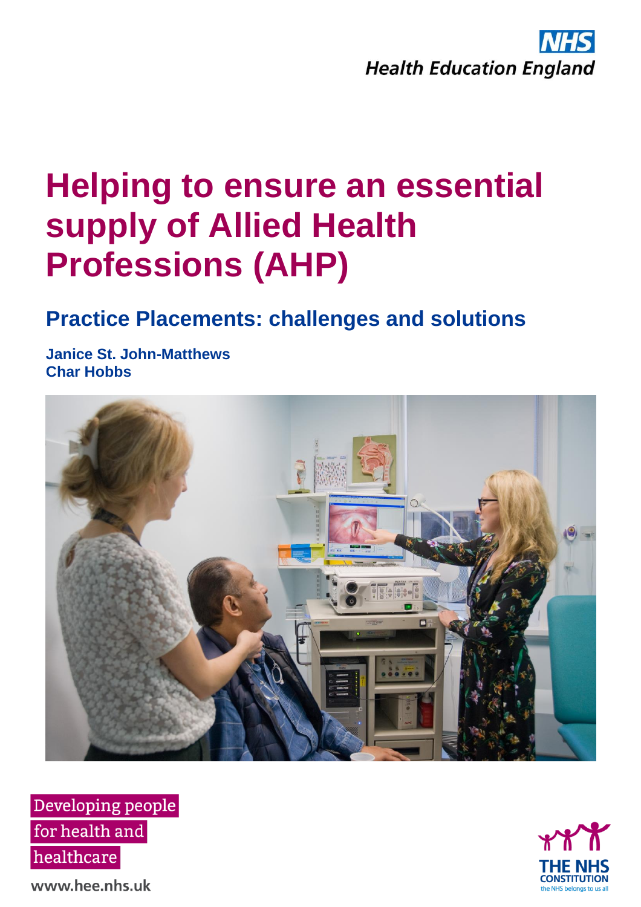NHS
Health Education England

# Helping to ensure an essential supply of Allied Health Professions (AHP)

## Practice Placements: challenges and solutions

**Janice St. John-Matthews**
**Char Hobbs**

Developing people for health and healthcare

www.hee.nhs.uk

THE NHS CONSTITUTION
the NHS belongs to us all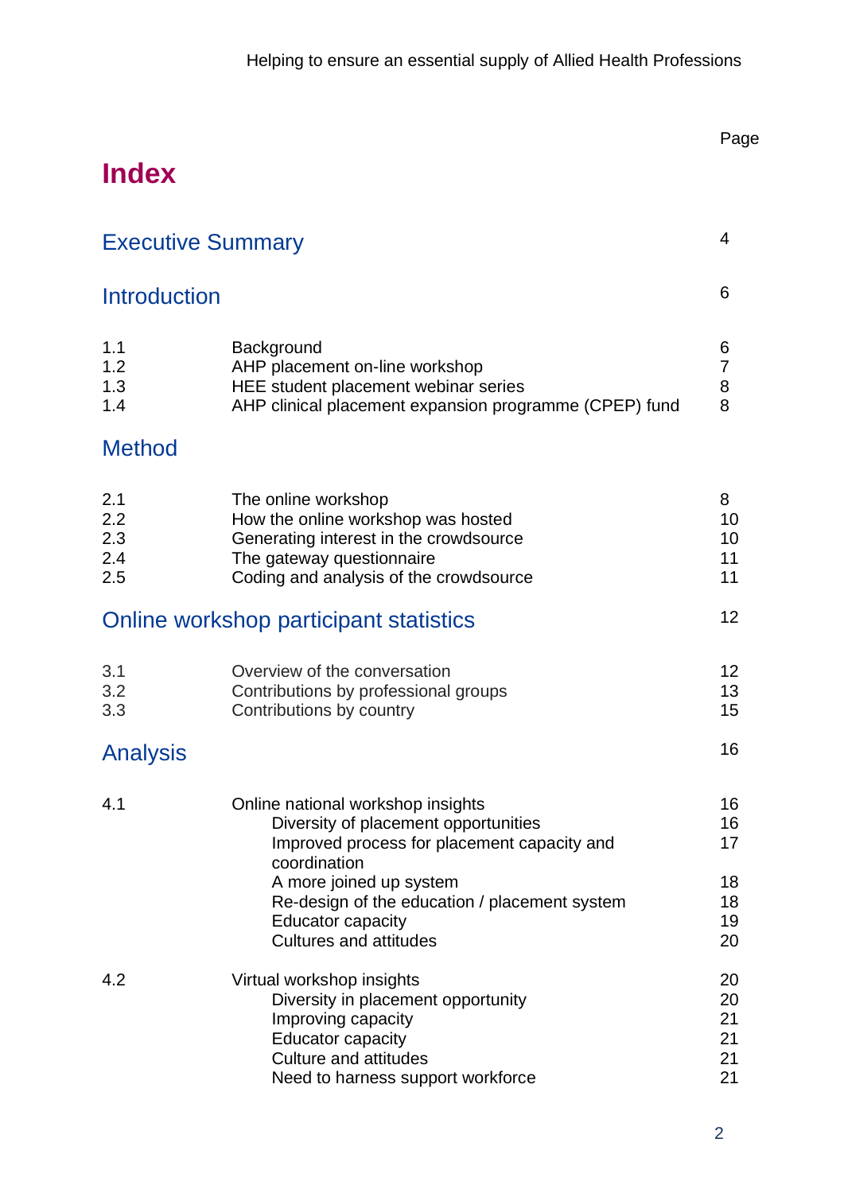# Index

| | | Page |
|---|---|---|
| **Executive Summary** | | 4 |
| **Introduction** | | 6 |
| 1.1 | Background | 6 |
| 1.2 | AHP placement on-line workshop | 7 |
| 1.3 | HEE student placement webinar series | 8 |
| 1.4 | AHP clinical placement expansion programme (CPEP) fund | 8 |
| **Method** | | |
| 2.1 | The online workshop | 8 |
| 2.2 | How the online workshop was hosted | 10 |
| 2.3 | Generating interest in the crowdsource | 10 |
| 2.4 | The gateway questionnaire | 11 |
| 2.5 | Coding and analysis of the crowdsource | 11 |
| **Online workshop participant statistics** | | 12 |
| 3.1 | Overview of the conversation | 12 |
| 3.2 | Contributions by professional groups | 13 |
| 3.3 | Contributions by country | 15 |
| **Analysis** | | 16 |
| 4.1 | Online national workshop insights | 16 |
| | Diversity of placement opportunities | 16 |
| | Improved process for placement capacity and coordination | 17 |
| | A more joined up system | 18 |
| | Re-design of the education / placement system | 18 |
| | Educator capacity | 19 |
| | Cultures and attitudes | 20 |
| 4.2 | Virtual workshop insights | 20 |
| | Diversity in placement opportunity | 20 |
| | Improving capacity | 21 |
| | Educator capacity | 21 |
| | Culture and attitudes | 21 |
| | Need to harness support workforce | 21 |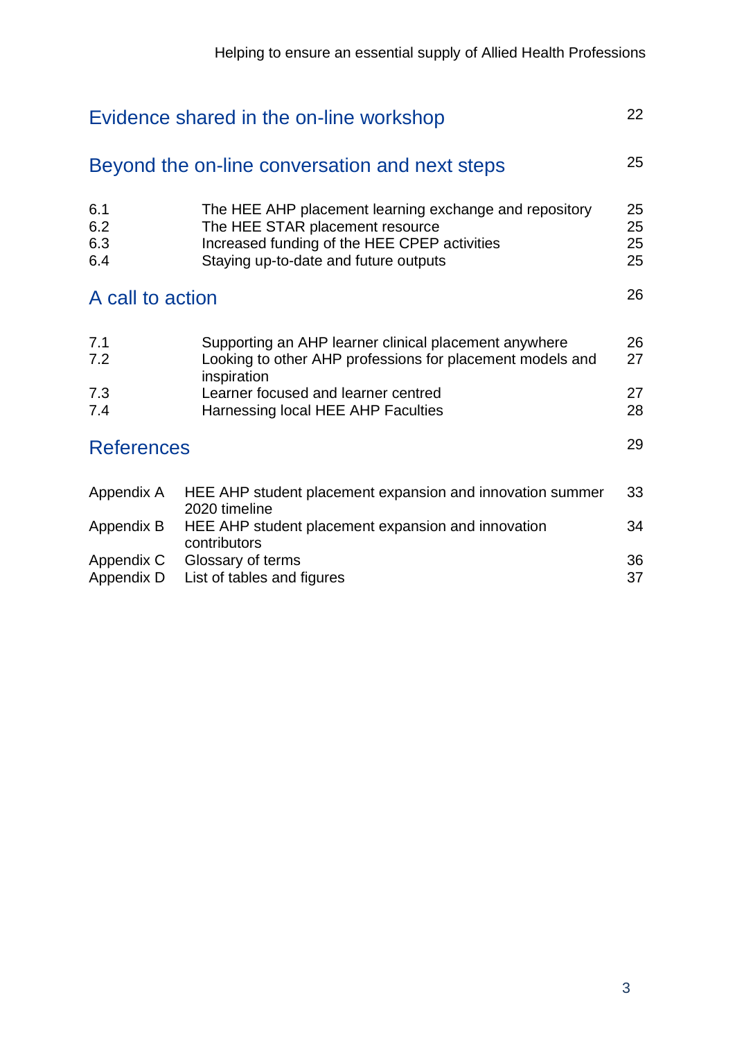| Evidence shared in the on-line workshop | | 22 |
|---|---|---|
| **Beyond the on-line conversation and next steps** | | 25 |
| 6.1 | The HEE AHP placement learning exchange and repository | 25 |
| 6.2 | The HEE STAR placement resource | 25 |
| 6.3 | Increased funding of the HEE CPEP activities | 25 |
| 6.4 | Staying up-to-date and future outputs | 25 |
| **A call to action** | | 26 |
| 7.1 | Supporting an AHP learner clinical placement anywhere | 26 |
| 7.2 | Looking to other AHP professions for placement models and inspiration | 27 |
| 7.3 | Learner focused and learner centred | 27 |
| 7.4 | Harnessing local HEE AHP Faculties | 28 |
| **References** | | 29 |
| Appendix A | HEE AHP student placement expansion and innovation summer 2020 timeline | 33 |
| Appendix B | HEE AHP student placement expansion and innovation contributors | 34 |
| Appendix C | Glossary of terms | 36 |
| Appendix D | List of tables and figures | 37 |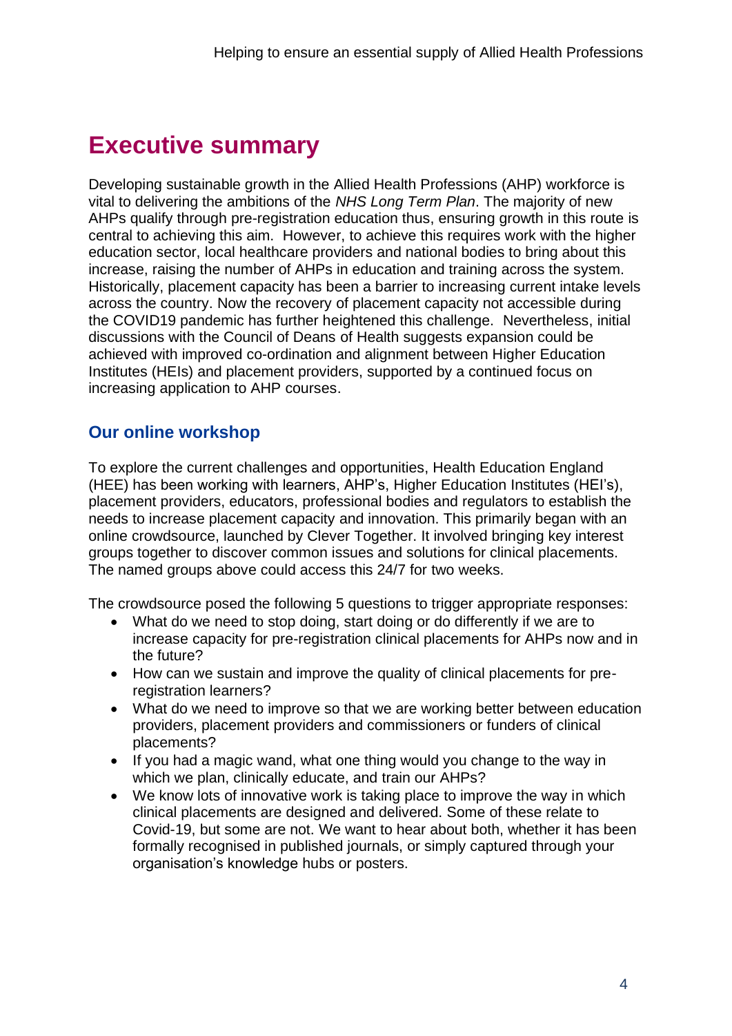# Executive summary

Developing sustainable growth in the Allied Health Professions (AHP) workforce is vital to delivering the ambitions of the *NHS Long Term Plan*. The majority of new AHPs qualify through pre-registration education thus, ensuring growth in this route is central to achieving this aim. However, to achieve this requires work with the higher education sector, local healthcare providers and national bodies to bring about this increase, raising the number of AHPs in education and training across the system. Historically, placement capacity has been a barrier to increasing current intake levels across the country. Now the recovery of placement capacity not accessible during the COVID19 pandemic has further heightened this challenge. Nevertheless, initial discussions with the Council of Deans of Health suggests expansion could be achieved with improved co-ordination and alignment between Higher Education Institutes (HEIs) and placement providers, supported by a continued focus on increasing application to AHP courses.

## Our online workshop

To explore the current challenges and opportunities, Health Education England (HEE) has been working with learners, AHP's, Higher Education Institutes (HEI's), placement providers, educators, professional bodies and regulators to establish the needs to increase placement capacity and innovation. This primarily began with an online crowdsource, launched by Clever Together. It involved bringing key interest groups together to discover common issues and solutions for clinical placements. The named groups above could access this 24/7 for two weeks.

The crowdsource posed the following 5 questions to trigger appropriate responses:

- What do we need to stop doing, start doing or do differently if we are to increase capacity for pre-registration clinical placements for AHPs now and in the future?
- How can we sustain and improve the quality of clinical placements for pre-registration learners?
- What do we need to improve so that we are working better between education providers, placement providers and commissioners or funders of clinical placements?
- If you had a magic wand, what one thing would you change to the way in which we plan, clinically educate, and train our AHPs?
- We know lots of innovative work is taking place to improve the way in which clinical placements are designed and delivered. Some of these relate to Covid-19, but some are not. We want to hear about both, whether it has been formally recognised in published journals, or simply captured through your organisation's knowledge hubs or posters.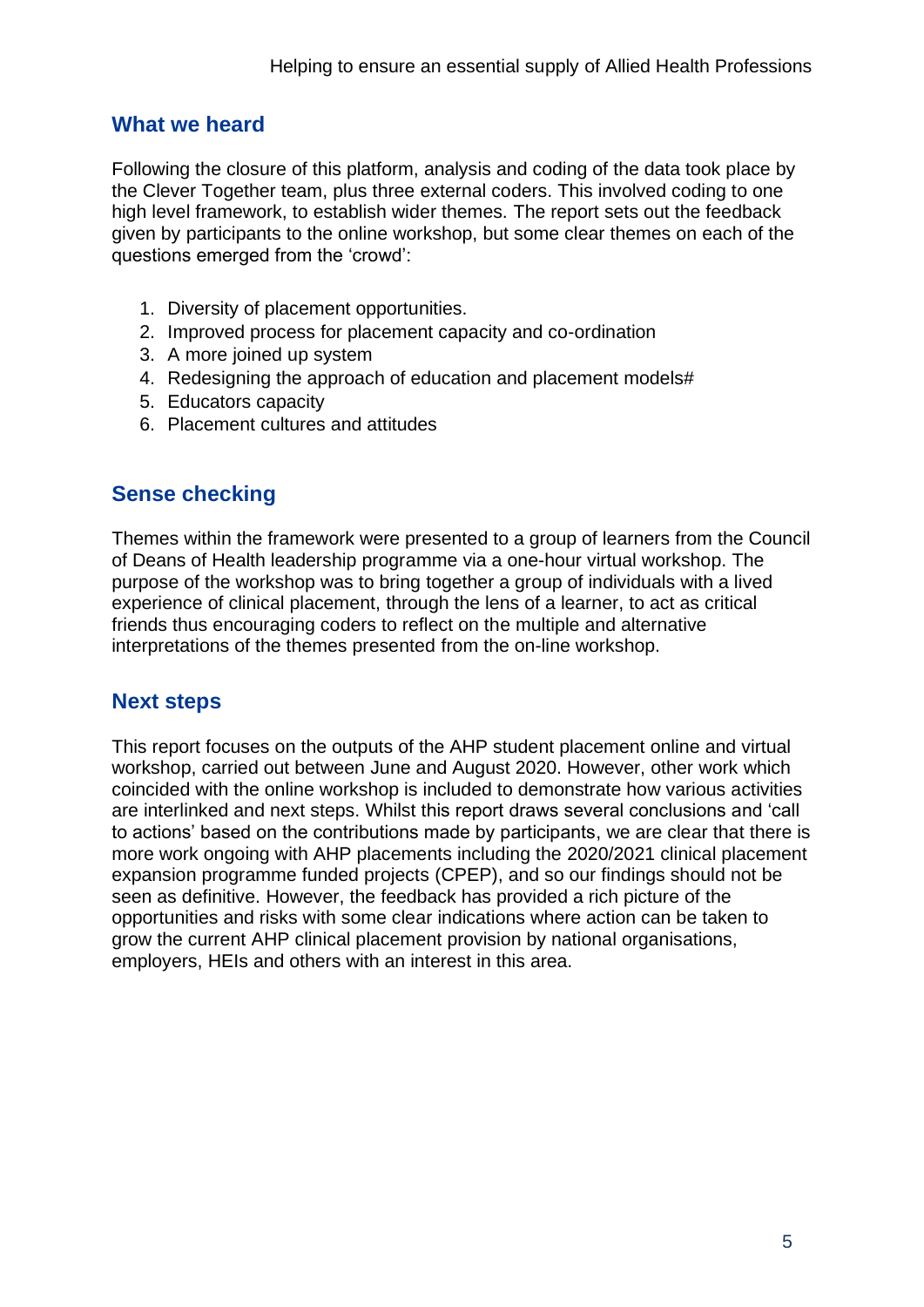## What we heard

Following the closure of this platform, analysis and coding of the data took place by the Clever Together team, plus three external coders. This involved coding to one high level framework, to establish wider themes. The report sets out the feedback given by participants to the online workshop, but some clear themes on each of the questions emerged from the 'crowd':

1. Diversity of placement opportunities.
2. Improved process for placement capacity and co-ordination
3. A more joined up system
4. Redesigning the approach of education and placement models#
5. Educators capacity
6. Placement cultures and attitudes

## Sense checking

Themes within the framework were presented to a group of learners from the Council of Deans of Health leadership programme via a one-hour virtual workshop. The purpose of the workshop was to bring together a group of individuals with a lived experience of clinical placement, through the lens of a learner, to act as critical friends thus encouraging coders to reflect on the multiple and alternative interpretations of the themes presented from the on-line workshop.

## Next steps

This report focuses on the outputs of the AHP student placement online and virtual workshop, carried out between June and August 2020. However, other work which coincided with the online workshop is included to demonstrate how various activities are interlinked and next steps. Whilst this report draws several conclusions and 'call to actions' based on the contributions made by participants, we are clear that there is more work ongoing with AHP placements including the 2020/2021 clinical placement expansion programme funded projects (CPEP), and so our findings should not be seen as definitive. However, the feedback has provided a rich picture of the opportunities and risks with some clear indications where action can be taken to grow the current AHP clinical placement provision by national organisations, employers, HEIs and others with an interest in this area.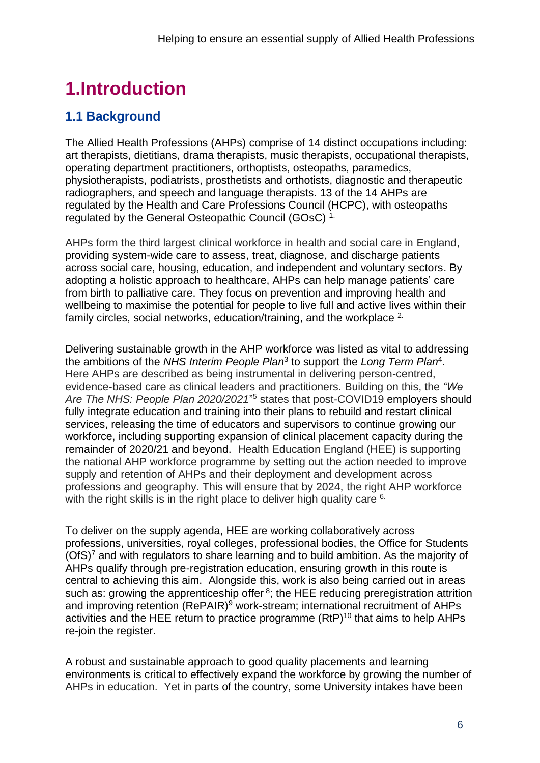# 1.Introduction

## 1.1 Background

The Allied Health Professions (AHPs) comprise of 14 distinct occupations including: art therapists, dietitians, drama therapists, music therapists, occupational therapists, operating department practitioners, orthoptists, osteopaths, paramedics, physiotherapists, podiatrists, prosthetists and orthotists, diagnostic and therapeutic radiographers, and speech and language therapists. 13 of the 14 AHPs are regulated by the Health and Care Professions Council (HCPC), with osteopaths regulated by the General Osteopathic Council (GOsC) [1.]

AHPs form the third largest clinical workforce in health and social care in England, providing system-wide care to assess, treat, diagnose, and discharge patients across social care, housing, education, and independent and voluntary sectors. By adopting a holistic approach to healthcare, AHPs can help manage patients' care from birth to palliative care. They focus on prevention and improving health and wellbeing to maximise the potential for people to live full and active lives within their family circles, social networks, education/training, and the workplace [2.]

Delivering sustainable growth in the AHP workforce was listed as vital to addressing the ambitions of the *NHS Interim People Plan*[3] to support the *Long Term Plan*[4]. Here AHPs are described as being instrumental in delivering person-centred, evidence-based care as clinical leaders and practitioners. Building on this, the *"We Are The NHS: People Plan 2020/2021"*[5] states that post-COVID19 employers should fully integrate education and training into their plans to rebuild and restart clinical services, releasing the time of educators and supervisors to continue growing our workforce, including supporting expansion of clinical placement capacity during the remainder of 2020/21 and beyond. Health Education England (HEE) is supporting the national AHP workforce programme by setting out the action needed to improve supply and retention of AHPs and their deployment and development across professions and geography. This will ensure that by 2024, the right AHP workforce with the right skills is in the right place to deliver high quality care [6.]

To deliver on the supply agenda, HEE are working collaboratively across professions, universities, royal colleges, professional bodies, the Office for Students (OfS)[7] and with regulators to share learning and to build ambition. As the majority of AHPs qualify through pre-registration education, ensuring growth in this route is central to achieving this aim. Alongside this, work is also being carried out in areas such as: growing the apprenticeship offer [8]; the HEE reducing preregistration attrition and improving retention (RePAIR)[9] work-stream; international recruitment of AHPs activities and the HEE return to practice programme (RtP)[10] that aims to help AHPs re-join the register.

A robust and sustainable approach to good quality placements and learning environments is critical to effectively expand the workforce by growing the number of AHPs in education. Yet in parts of the country, some University intakes have been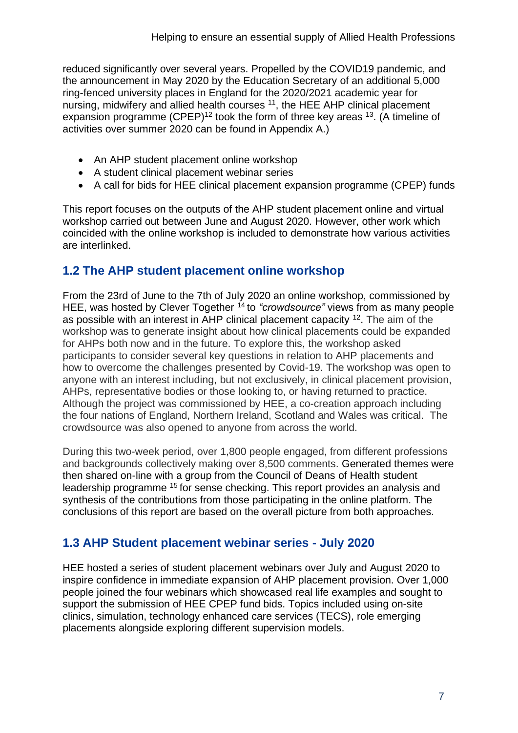reduced significantly over several years. Propelled by the COVID19 pandemic, and the announcement in May 2020 by the Education Secretary of an additional 5,000 ring-fenced university places in England for the 2020/2021 academic year for nursing, midwifery and allied health courses [11], the HEE AHP clinical placement expansion programme (CPEP)[12] took the form of three key areas [13]. (A timeline of activities over summer 2020 can be found in Appendix A.)

- An AHP student placement online workshop
- A student clinical placement webinar series
- A call for bids for HEE clinical placement expansion programme (CPEP) funds

This report focuses on the outputs of the AHP student placement online and virtual workshop carried out between June and August 2020. However, other work which coincided with the online workshop is included to demonstrate how various activities are interlinked.

## 1.2 The AHP student placement online workshop

From the 23rd of June to the 7th of July 2020 an online workshop, commissioned by HEE, was hosted by Clever Together [14] to *"crowdsource"* views from as many people as possible with an interest in AHP clinical placement capacity [12]. The aim of the workshop was to generate insight about how clinical placements could be expanded for AHPs both now and in the future. To explore this, the workshop asked participants to consider several key questions in relation to AHP placements and how to overcome the challenges presented by Covid-19. The workshop was open to anyone with an interest including, but not exclusively, in clinical placement provision, AHPs, representative bodies or those looking to, or having returned to practice. Although the project was commissioned by HEE, a co-creation approach including the four nations of England, Northern Ireland, Scotland and Wales was critical. The crowdsource was also opened to anyone from across the world.

During this two-week period, over 1,800 people engaged, from different professions and backgrounds collectively making over 8,500 comments. Generated themes were then shared on-line with a group from the Council of Deans of Health student leadership programme [15] for sense checking. This report provides an analysis and synthesis of the contributions from those participating in the online platform. The conclusions of this report are based on the overall picture from both approaches.

## 1.3 AHP Student placement webinar series - July 2020

HEE hosted a series of student placement webinars over July and August 2020 to inspire confidence in immediate expansion of AHP placement provision. Over 1,000 people joined the four webinars which showcased real life examples and sought to support the submission of HEE CPEP fund bids. Topics included using on-site clinics, simulation, technology enhanced care services (TECS), role emerging placements alongside exploring different supervision models.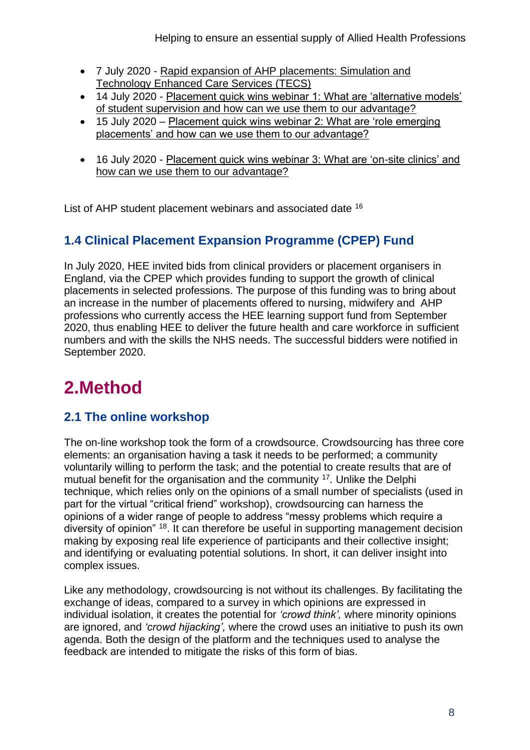- 7 July 2020 - Rapid expansion of AHP placements: Simulation and Technology Enhanced Care Services (TECS)
- 14 July 2020 - Placement quick wins webinar 1: What are 'alternative models' of student supervision and how can we use them to our advantage?
- 15 July 2020 – Placement quick wins webinar 2: What are 'role emerging placements' and how can we use them to our advantage?
- 16 July 2020 - Placement quick wins webinar 3: What are 'on-site clinics' and how can we use them to our advantage?

List of AHP student placement webinars and associated date [16]

### 1.4 Clinical Placement Expansion Programme (CPEP) Fund

In July 2020, HEE invited bids from clinical providers or placement organisers in England, via the CPEP which provides funding to support the growth of clinical placements in selected professions. The purpose of this funding was to bring about an increase in the number of placements offered to nursing, midwifery and AHP professions who currently access the HEE learning support fund from September 2020, thus enabling HEE to deliver the future health and care workforce in sufficient numbers and with the skills the NHS needs. The successful bidders were notified in September 2020.

# 2.Method

## 2.1 The online workshop

The on-line workshop took the form of a crowdsource. Crowdsourcing has three core elements: an organisation having a task it needs to be performed; a community voluntarily willing to perform the task; and the potential to create results that are of mutual benefit for the organisation and the community [17]. Unlike the Delphi technique, which relies only on the opinions of a small number of specialists (used in part for the virtual "critical friend" workshop), crowdsourcing can harness the opinions of a wider range of people to address "messy problems which require a diversity of opinion" [18]. It can therefore be useful in supporting management decision making by exposing real life experience of participants and their collective insight; and identifying or evaluating potential solutions. In short, it can deliver insight into complex issues.

Like any methodology, crowdsourcing is not without its challenges. By facilitating the exchange of ideas, compared to a survey in which opinions are expressed in individual isolation, it creates the potential for *'crowd think',* where minority opinions are ignored, and *'crowd hijacking',* where the crowd uses an initiative to push its own agenda. Both the design of the platform and the techniques used to analyse the feedback are intended to mitigate the risks of this form of bias.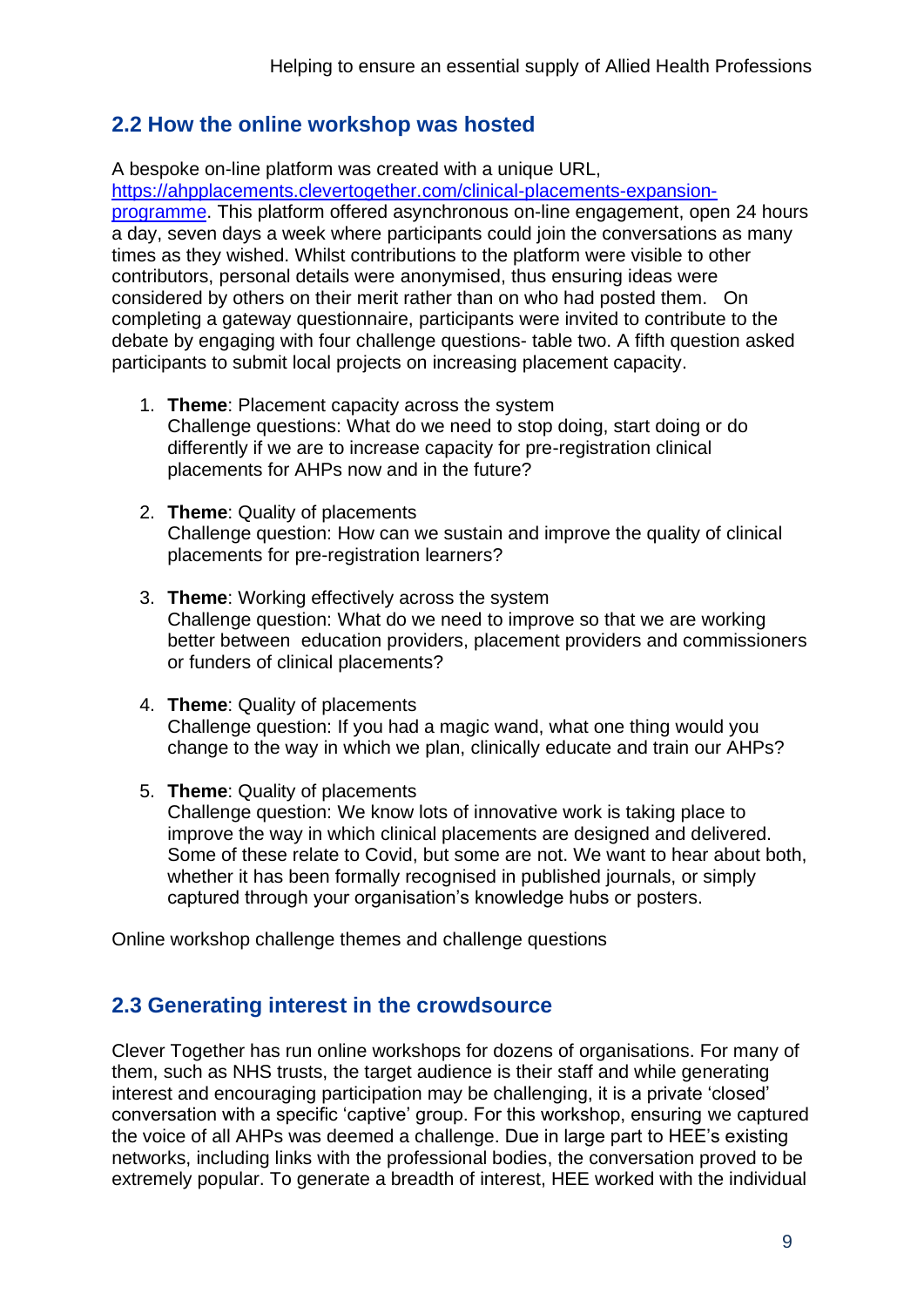## 2.2 How the online workshop was hosted

A bespoke on-line platform was created with a unique URL, [https://ahpplacements.clevertogether.com/clinical-placements-expansion-programme](https://ahpplacements.clevertogether.com/clinical-placements-expansion-programme). This platform offered asynchronous on-line engagement, open 24 hours a day, seven days a week where participants could join the conversations as many times as they wished. Whilst contributions to the platform were visible to other contributors, personal details were anonymised, thus ensuring ideas were considered by others on their merit rather than on who had posted them. On completing a gateway questionnaire, participants were invited to contribute to the debate by engaging with four challenge questions- table two. A fifth question asked participants to submit local projects on increasing placement capacity.

1. **Theme**: Placement capacity across the system
   Challenge questions: What do we need to stop doing, start doing or do differently if we are to increase capacity for pre-registration clinical placements for AHPs now and in the future?

2. **Theme**: Quality of placements
   Challenge question: How can we sustain and improve the quality of clinical placements for pre-registration learners?

3. **Theme**: Working effectively across the system
   Challenge question: What do we need to improve so that we are working better between education providers, placement providers and commissioners or funders of clinical placements?

4. **Theme**: Quality of placements
   Challenge question: If you had a magic wand, what one thing would you change to the way in which we plan, clinically educate and train our AHPs?

5. **Theme**: Quality of placements
   Challenge question: We know lots of innovative work is taking place to improve the way in which clinical placements are designed and delivered. Some of these relate to Covid, but some are not. We want to hear about both, whether it has been formally recognised in published journals, or simply captured through your organisation's knowledge hubs or posters.

Online workshop challenge themes and challenge questions

## 2.3 Generating interest in the crowdsource

Clever Together has run online workshops for dozens of organisations. For many of them, such as NHS trusts, the target audience is their staff and while generating interest and encouraging participation may be challenging, it is a private 'closed' conversation with a specific 'captive' group. For this workshop, ensuring we captured the voice of all AHPs was deemed a challenge. Due in large part to HEE's existing networks, including links with the professional bodies, the conversation proved to be extremely popular. To generate a breadth of interest, HEE worked with the individual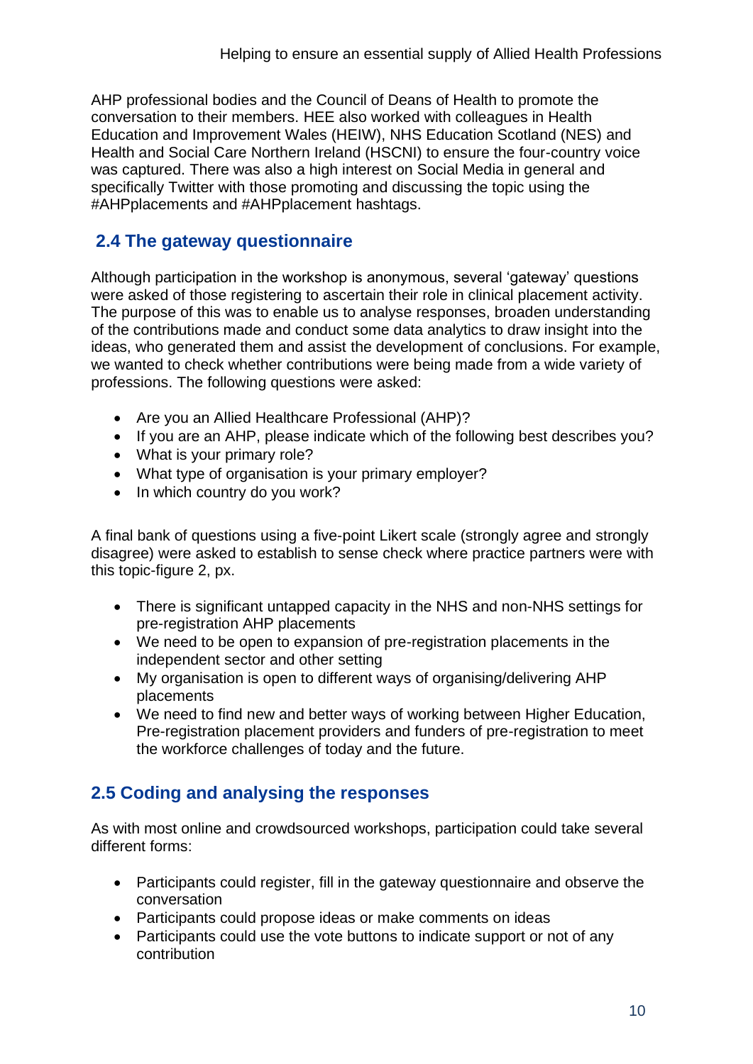AHP professional bodies and the Council of Deans of Health to promote the conversation to their members. HEE also worked with colleagues in Health Education and Improvement Wales (HEIW), NHS Education Scotland (NES) and Health and Social Care Northern Ireland (HSCNI) to ensure the four-country voice was captured. There was also a high interest on Social Media in general and specifically Twitter with those promoting and discussing the topic using the #AHPplacements and #AHPplacement hashtags.

## 2.4 The gateway questionnaire

Although participation in the workshop is anonymous, several 'gateway' questions were asked of those registering to ascertain their role in clinical placement activity. The purpose of this was to enable us to analyse responses, broaden understanding of the contributions made and conduct some data analytics to draw insight into the ideas, who generated them and assist the development of conclusions. For example, we wanted to check whether contributions were being made from a wide variety of professions. The following questions were asked:

- Are you an Allied Healthcare Professional (AHP)?
- If you are an AHP, please indicate which of the following best describes you?
- What is your primary role?
- What type of organisation is your primary employer?
- In which country do you work?

A final bank of questions using a five-point Likert scale (strongly agree and strongly disagree) were asked to establish to sense check where practice partners were with this topic-figure 2, px.

- There is significant untapped capacity in the NHS and non-NHS settings for pre-registration AHP placements
- We need to be open to expansion of pre-registration placements in the independent sector and other setting
- My organisation is open to different ways of organising/delivering AHP placements
- We need to find new and better ways of working between Higher Education, Pre-registration placement providers and funders of pre-registration to meet the workforce challenges of today and the future.

## 2.5 Coding and analysing the responses

As with most online and crowdsourced workshops, participation could take several different forms:

- Participants could register, fill in the gateway questionnaire and observe the conversation
- Participants could propose ideas or make comments on ideas
- Participants could use the vote buttons to indicate support or not of any contribution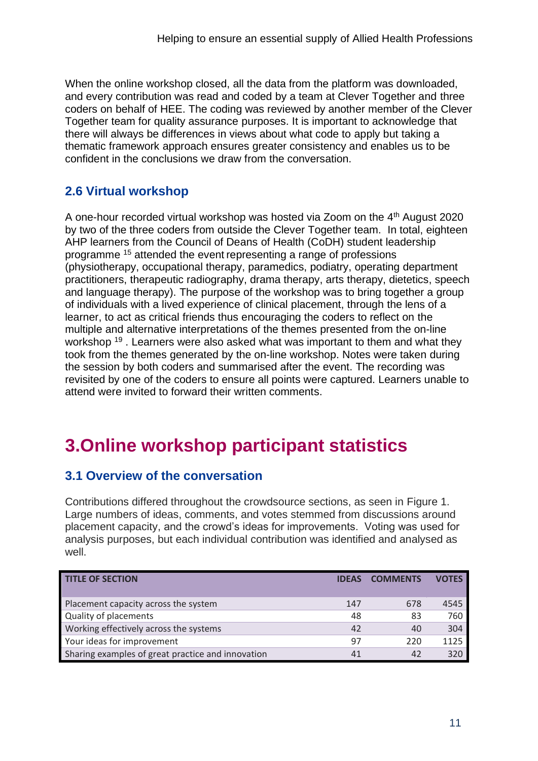When the online workshop closed, all the data from the platform was downloaded, and every contribution was read and coded by a team at Clever Together and three coders on behalf of HEE. The coding was reviewed by another member of the Clever Together team for quality assurance purposes. It is important to acknowledge that there will always be differences in views about what code to apply but taking a thematic framework approach ensures greater consistency and enables us to be confident in the conclusions we draw from the conversation.

### 2.6 Virtual workshop

A one-hour recorded virtual workshop was hosted via Zoom on the 4th August 2020 by two of the three coders from outside the Clever Together team. In total, eighteen AHP learners from the Council of Deans of Health (CoDH) student leadership programme [15] attended the event representing a range of professions (physiotherapy, occupational therapy, paramedics, podiatry, operating department practitioners, therapeutic radiography, drama therapy, arts therapy, dietetics, speech and language therapy). The purpose of the workshop was to bring together a group of individuals with a lived experience of clinical placement, through the lens of a learner, to act as critical friends thus encouraging the coders to reflect on the multiple and alternative interpretations of the themes presented from the on-line workshop [19] . Learners were also asked what was important to them and what they took from the themes generated by the on-line workshop. Notes were taken during the session by both coders and summarised after the event. The recording was revisited by one of the coders to ensure all points were captured. Learners unable to attend were invited to forward their written comments.

# 3.Online workshop participant statistics

### 3.1 Overview of the conversation

Contributions differed throughout the crowdsource sections, as seen in Figure 1. Large numbers of ideas, comments, and votes stemmed from discussions around placement capacity, and the crowd's ideas for improvements. Voting was used for analysis purposes, but each individual contribution was identified and analysed as well.

| TITLE OF SECTION | IDEAS | COMMENTS | VOTES |
|---|---|---|---|
| Placement capacity across the system | 147 | 678 | 4545 |
| Quality of placements | 48 | 83 | 760 |
| Working effectively across the systems | 42 | 40 | 304 |
| Your ideas for improvement | 97 | 220 | 1125 |
| Sharing examples of great practice and innovation | 41 | 42 | 320 |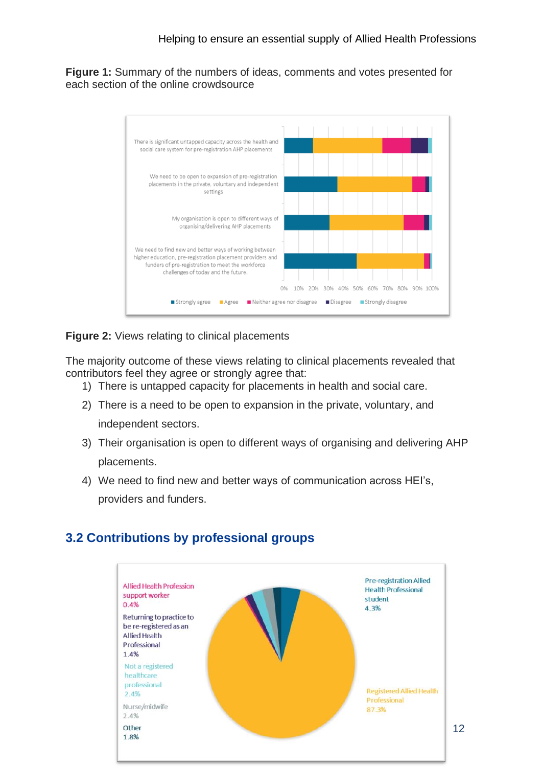**Figure 1:** Summary of the numbers of ideas, comments and votes presented for each section of the online crowdsource

There is significant untapped capacity across the health and social care system for pre-registration AHP placements

We need to be open to expansion of pre-registration placements in the private, voluntary and independent settings

My organisation is open to different ways of organising/delivering AHP placements

We need to find new and better ways of working between higher education, pre-registration placement providers and funders of pre-registration to meet the workforce challenges of today and the future.

0% 10% 20% 30% 40% 50% 60% 70% 80% 90% 100%

Strongly agree | Agree | Neither agree nor disagree | Disagree | Strongly disagree

**Figure 2:** Views relating to clinical placements

The majority outcome of these views relating to clinical placements revealed that contributors feel they agree or strongly agree that:

1) There is untapped capacity for placements in health and social care.
2) There is a need to be open to expansion in the private, voluntary, and independent sectors.
3) Their organisation is open to different ways of organising and delivering AHP placements.
4) We need to find new and better ways of communication across HEI's, providers and funders.

## 3.2 Contributions by professional groups

Allied Health Profession support worker 0.4%

Returning to practice to be re-registered as an Allied Health Professional 1.4%

Not a registered healthcare professional 2.4%

Nurse/midwife 2.4%

Other 1.8%

Pre-registration Allied Health Professional student 4.3%

Registered Allied Health Professional 87.3%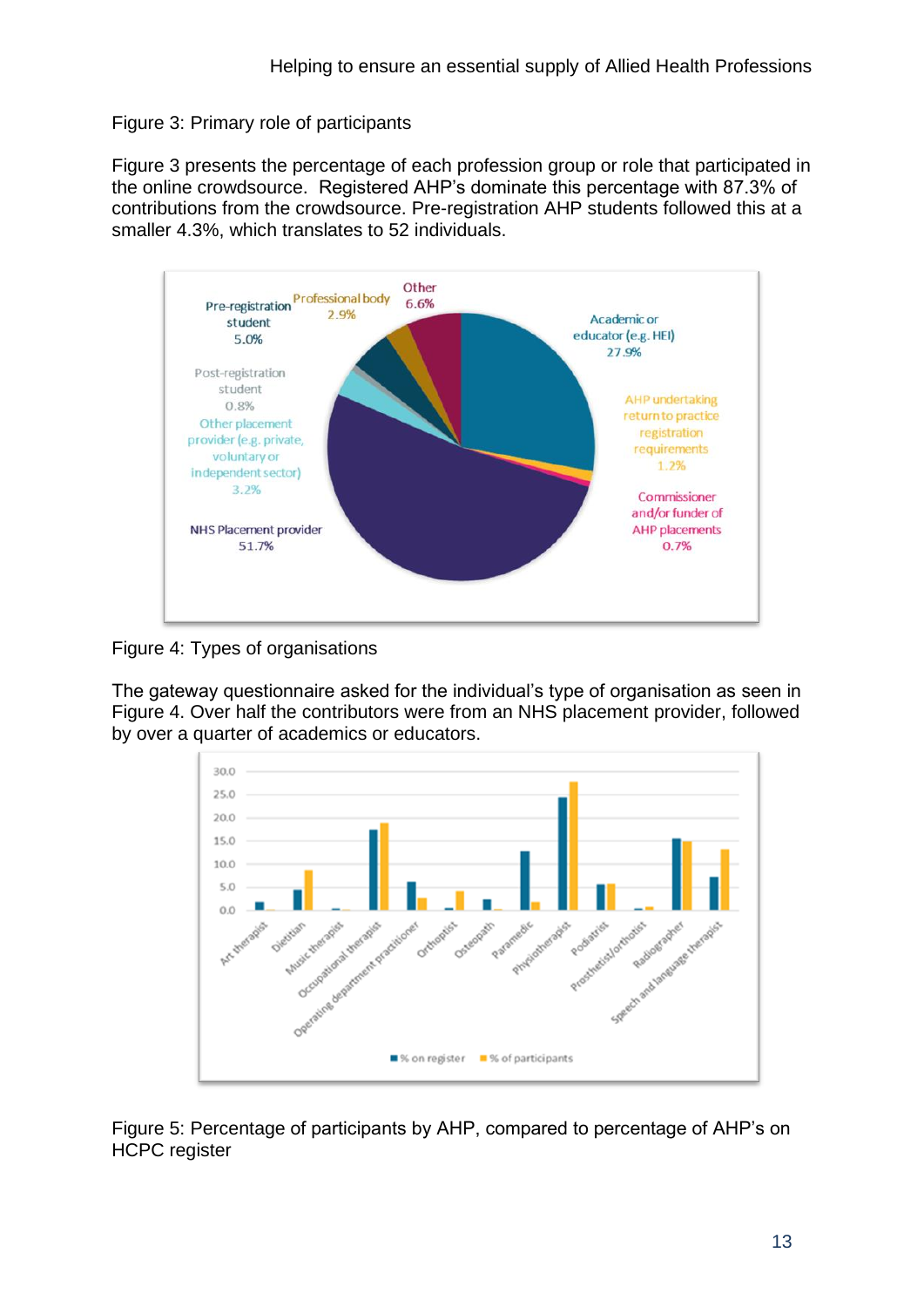Figure 3: Primary role of participants

Figure 3 presents the percentage of each profession group or role that participated in the online crowdsource. Registered AHP's dominate this percentage with 87.3% of contributions from the crowdsource. Pre-registration AHP students followed this at a smaller 4.3%, which translates to 52 individuals.

Figure 4: Types of organisations

The gateway questionnaire asked for the individual's type of organisation as seen in Figure 4. Over half the contributors were from an NHS placement provider, followed by over a quarter of academics or educators.

Figure 5: Percentage of participants by AHP, compared to percentage of AHP's on HCPC register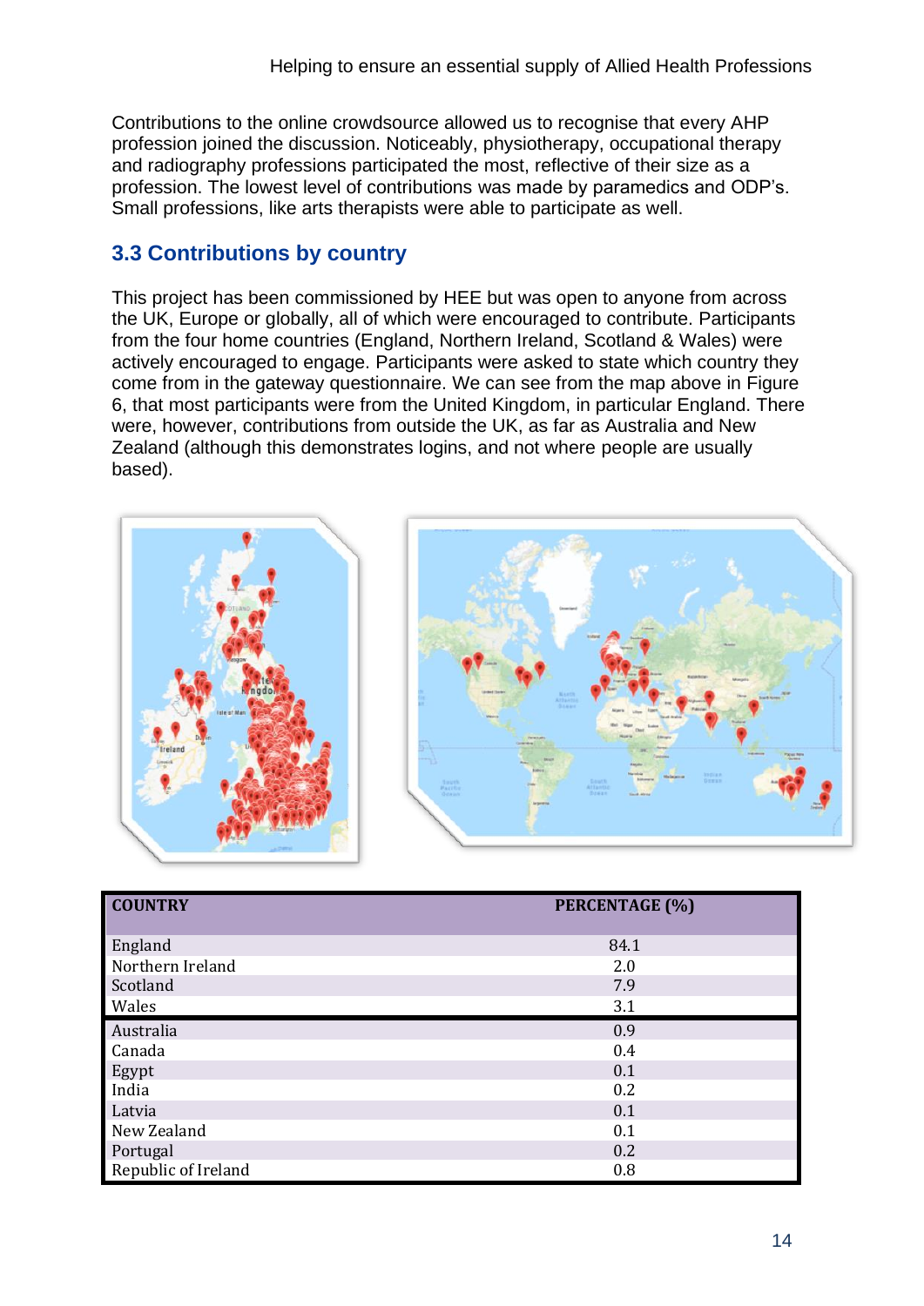Contributions to the online crowdsource allowed us to recognise that every AHP profession joined the discussion. Noticeably, physiotherapy, occupational therapy and radiography professions participated the most, reflective of their size as a profession. The lowest level of contributions was made by paramedics and ODP's. Small professions, like arts therapists were able to participate as well.

## 3.3 Contributions by country

This project has been commissioned by HEE but was open to anyone from across the UK, Europe or globally, all of which were encouraged to contribute. Participants from the four home countries (England, Northern Ireland, Scotland & Wales) were actively encouraged to engage. Participants were asked to state which country they come from in the gateway questionnaire. We can see from the map above in Figure 6, that most participants were from the United Kingdom, in particular England. There were, however, contributions from outside the UK, as far as Australia and New Zealand (although this demonstrates logins, and not where people are usually based).

| COUNTRY | PERCENTAGE (%) |
|---|---|
| England | 84.1 |
| Northern Ireland | 2.0 |
| Scotland | 7.9 |
| Wales | 3.1 |
| Australia | 0.9 |
| Canada | 0.4 |
| Egypt | 0.1 |
| India | 0.2 |
| Latvia | 0.1 |
| New Zealand | 0.1 |
| Portugal | 0.2 |
| Republic of Ireland | 0.8 |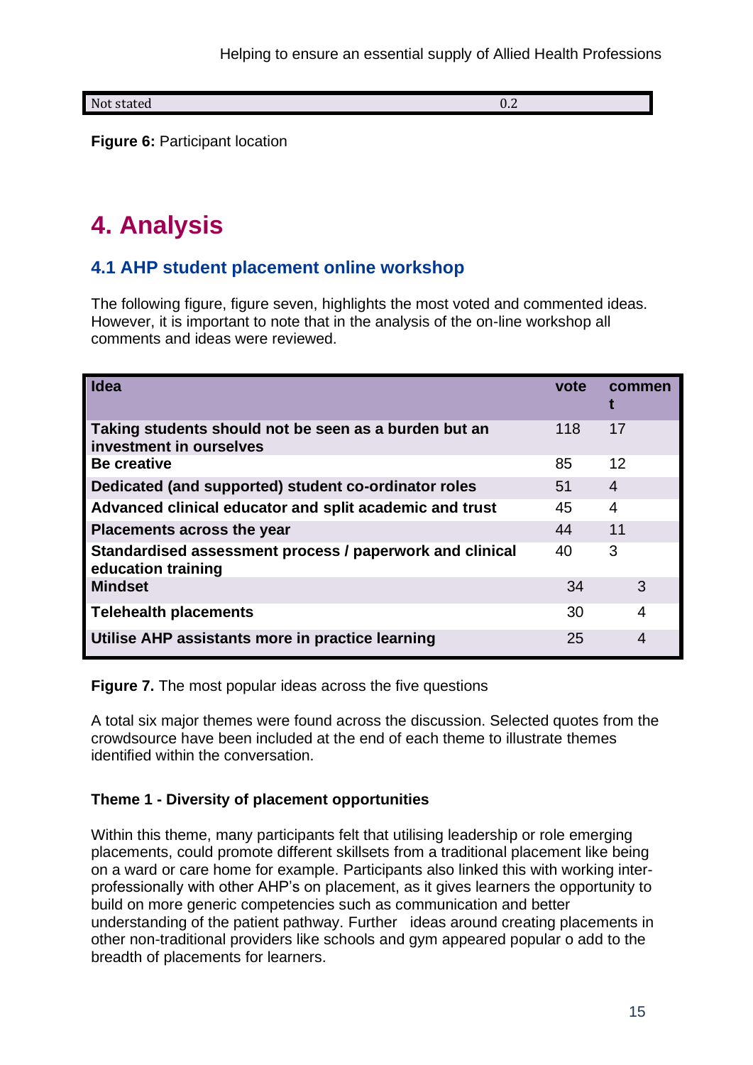| Not stated | 0.2 |
|---|---|

**Figure 6:** Participant location

# 4. Analysis

## 4.1 AHP student placement online workshop

The following figure, figure seven, highlights the most voted and commented ideas. However, it is important to note that in the analysis of the on-line workshop all comments and ideas were reviewed.

| Idea | vote | comment |
|---|---|---|
| **Taking students should not be seen as a burden but an investment in ourselves** | 118 | 17 |
| **Be creative** | 85 | 12 |
| **Dedicated (and supported) student co-ordinator roles** | 51 | 4 |
| **Advanced clinical educator and split academic and trust** | 45 | 4 |
| **Placements across the year** | 44 | 11 |
| **Standardised assessment process / paperwork and clinical education training** | 40 | 3 |
| **Mindset** | 34 | 3 |
| **Telehealth placements** | 30 | 4 |
| **Utilise AHP assistants more in practice learning** | 25 | 4 |

**Figure 7.** The most popular ideas across the five questions

A total six major themes were found across the discussion. Selected quotes from the crowdsource have been included at the end of each theme to illustrate themes identified within the conversation.

**Theme 1 - Diversity of placement opportunities**

Within this theme, many participants felt that utilising leadership or role emerging placements, could promote different skillsets from a traditional placement like being on a ward or care home for example. Participants also linked this with working inter-professionally with other AHP's on placement, as it gives learners the opportunity to build on more generic competencies such as communication and better understanding of the patient pathway. Further ideas around creating placements in other non-traditional providers like schools and gym appeared popular o add to the breadth of placements for learners.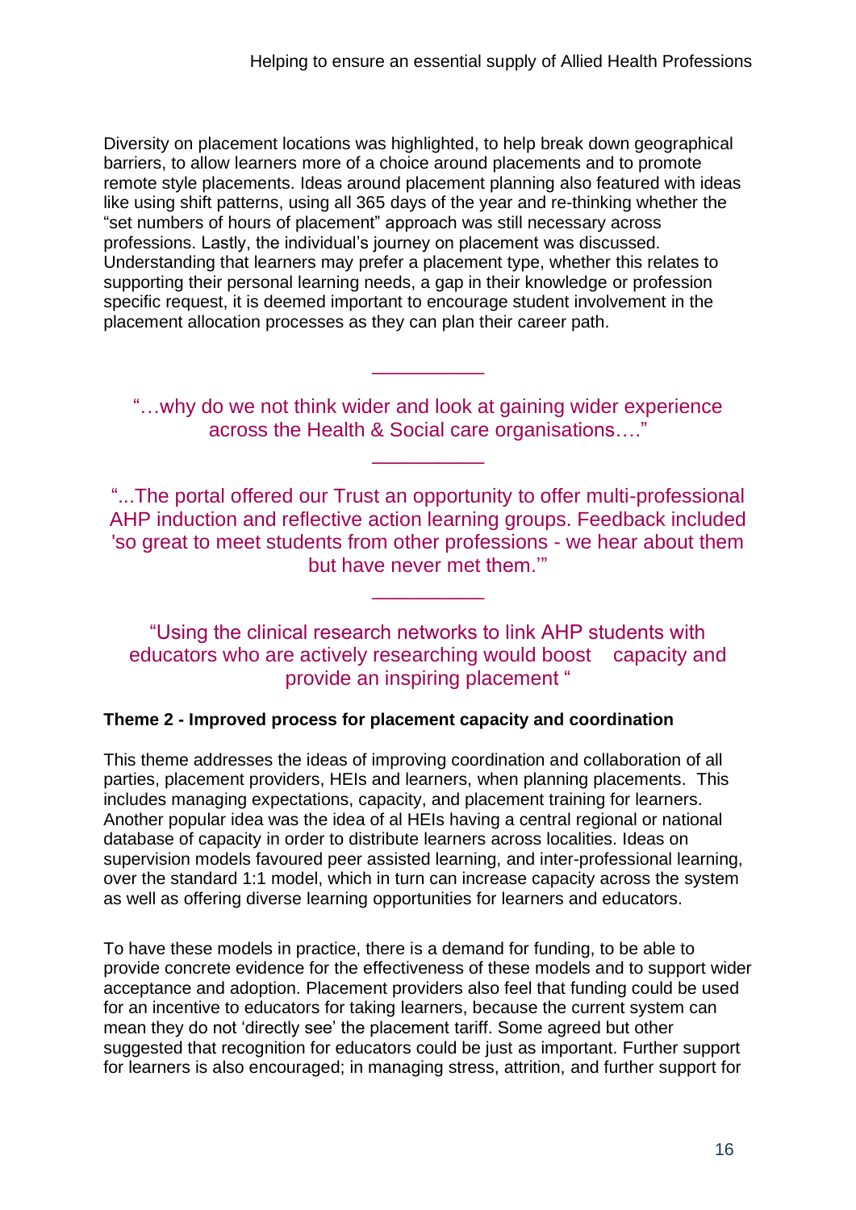Diversity on placement locations was highlighted, to help break down geographical barriers, to allow learners more of a choice around placements and to promote remote style placements. Ideas around placement planning also featured with ideas like using shift patterns, using all 365 days of the year and re-thinking whether the "set numbers of hours of placement" approach was still necessary across professions. Lastly, the individual's journey on placement was discussed. Understanding that learners may prefer a placement type, whether this relates to supporting their personal learning needs, a gap in their knowledge or profession specific request, it is deemed important to encourage student involvement in the placement allocation processes as they can plan their career path.

---

"…why do we not think wider and look at gaining wider experience across the Health & Social care organisations…."

---

"...The portal offered our Trust an opportunity to offer multi-professional AHP induction and reflective action learning groups. Feedback included 'so great to meet students from other professions - we hear about them but have never met them.'"

---

"Using the clinical research networks to link AHP students with educators who are actively researching would boost capacity and provide an inspiring placement "

**Theme 2 - Improved process for placement capacity and coordination**

This theme addresses the ideas of improving coordination and collaboration of all parties, placement providers, HEIs and learners, when planning placements. This includes managing expectations, capacity, and placement training for learners. Another popular idea was the idea of al HEIs having a central regional or national database of capacity in order to distribute learners across localities. Ideas on supervision models favoured peer assisted learning, and inter-professional learning, over the standard 1:1 model, which in turn can increase capacity across the system as well as offering diverse learning opportunities for learners and educators.

To have these models in practice, there is a demand for funding, to be able to provide concrete evidence for the effectiveness of these models and to support wider acceptance and adoption. Placement providers also feel that funding could be used for an incentive to educators for taking learners, because the current system can mean they do not 'directly see' the placement tariff. Some agreed but other suggested that recognition for educators could be just as important. Further support for learners is also encouraged; in managing stress, attrition, and further support for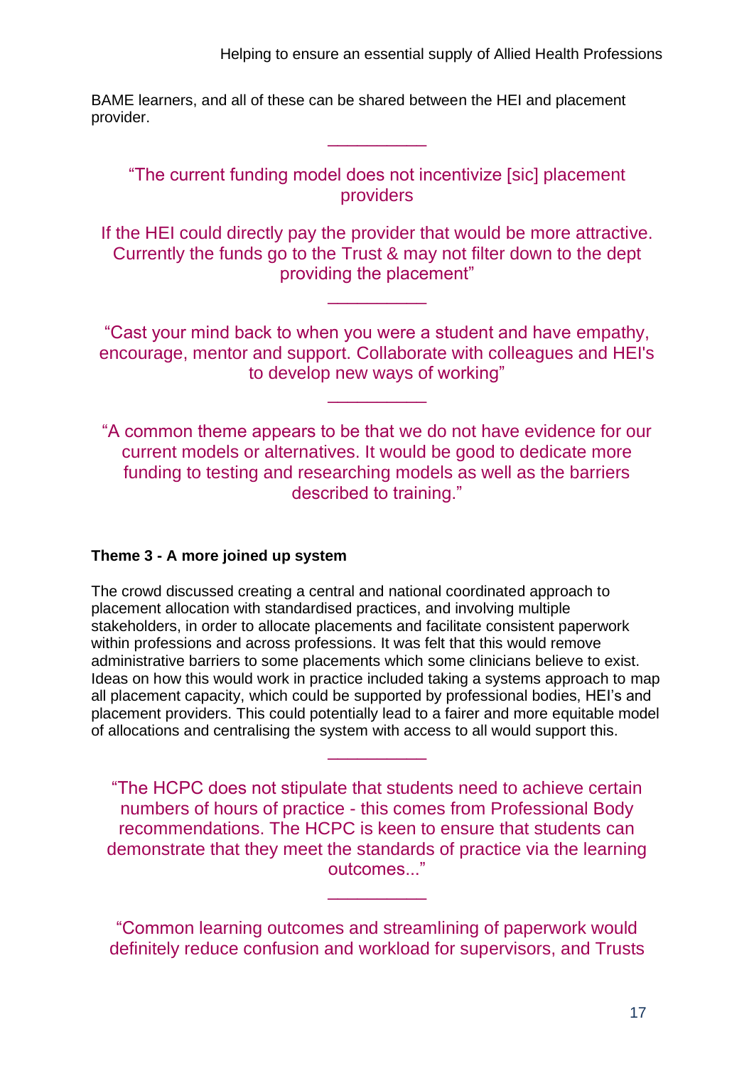BAME learners, and all of these can be shared between the HEI and placement provider.

---

"The current funding model does not incentivize [sic] placement providers

If the HEI could directly pay the provider that would be more attractive. Currently the funds go to the Trust & may not filter down to the dept providing the placement"

---

"Cast your mind back to when you were a student and have empathy, encourage, mentor and support. Collaborate with colleagues and HEI's to develop new ways of working"

---

"A common theme appears to be that we do not have evidence for our current models or alternatives. It would be good to dedicate more funding to testing and researching models as well as the barriers described to training."

**Theme 3 - A more joined up system**

The crowd discussed creating a central and national coordinated approach to placement allocation with standardised practices, and involving multiple stakeholders, in order to allocate placements and facilitate consistent paperwork within professions and across professions. It was felt that this would remove administrative barriers to some placements which some clinicians believe to exist. Ideas on how this would work in practice included taking a systems approach to map all placement capacity, which could be supported by professional bodies, HEI's and placement providers. This could potentially lead to a fairer and more equitable model of allocations and centralising the system with access to all would support this.

---

"The HCPC does not stipulate that students need to achieve certain numbers of hours of practice - this comes from Professional Body recommendations. The HCPC is keen to ensure that students can demonstrate that they meet the standards of practice via the learning outcomes..."

---

"Common learning outcomes and streamlining of paperwork would definitely reduce confusion and workload for supervisors, and Trusts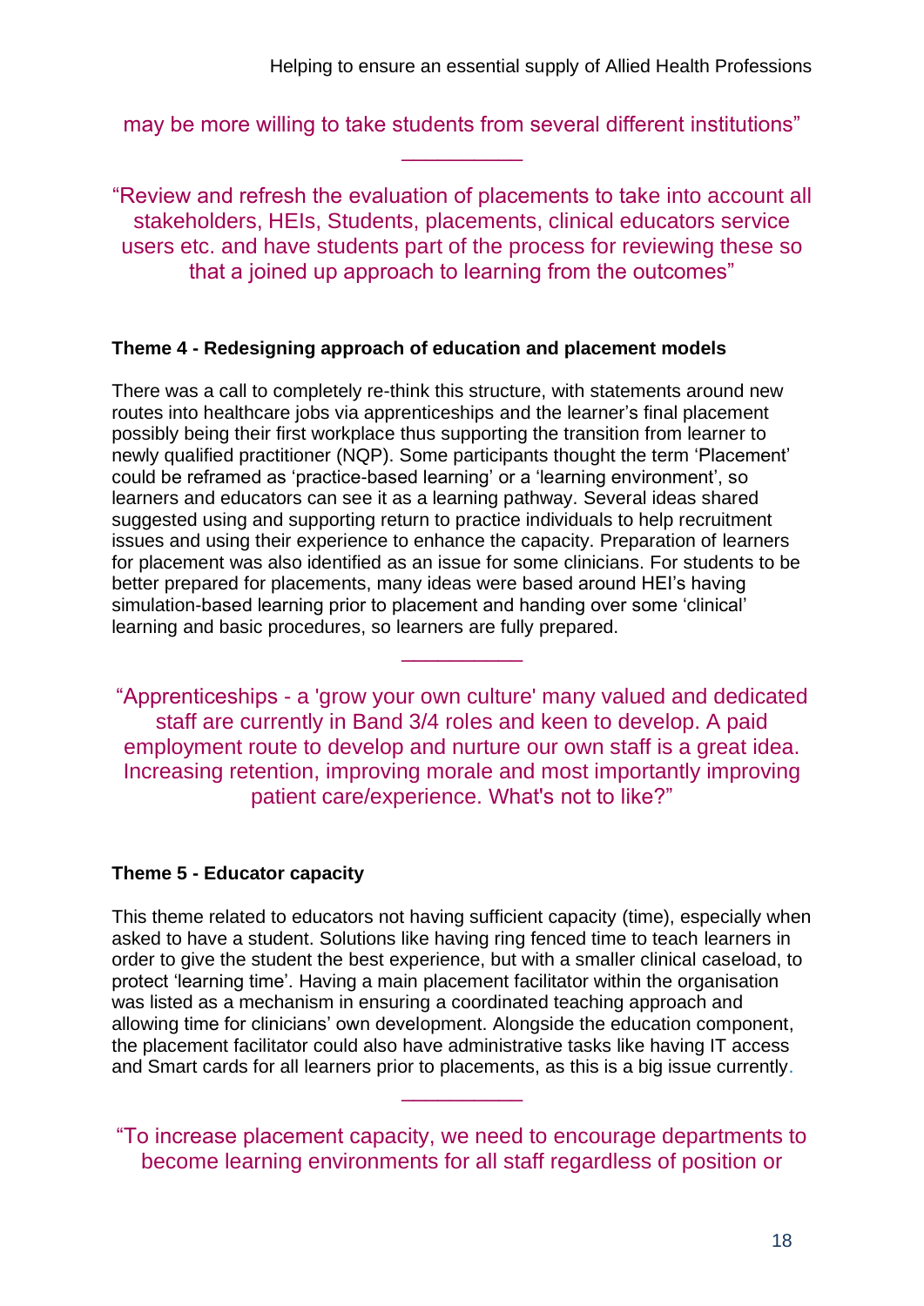may be more willing to take students from several different institutions"

---

"Review and refresh the evaluation of placements to take into account all stakeholders, HEIs, Students, placements, clinical educators service users etc. and have students part of the process for reviewing these so that a joined up approach to learning from the outcomes"

**Theme 4 - Redesigning approach of education and placement models**

There was a call to completely re-think this structure, with statements around new routes into healthcare jobs via apprenticeships and the learner's final placement possibly being their first workplace thus supporting the transition from learner to newly qualified practitioner (NQP). Some participants thought the term 'Placement' could be reframed as 'practice-based learning' or a 'learning environment', so learners and educators can see it as a learning pathway. Several ideas shared suggested using and supporting return to practice individuals to help recruitment issues and using their experience to enhance the capacity. Preparation of learners for placement was also identified as an issue for some clinicians. For students to be better prepared for placements, many ideas were based around HEI's having simulation-based learning prior to placement and handing over some 'clinical' learning and basic procedures, so learners are fully prepared.

---

"Apprenticeships - a 'grow your own culture' many valued and dedicated staff are currently in Band 3/4 roles and keen to develop. A paid employment route to develop and nurture our own staff is a great idea. Increasing retention, improving morale and most importantly improving patient care/experience. What's not to like?"

**Theme 5 - Educator capacity**

This theme related to educators not having sufficient capacity (time), especially when asked to have a student. Solutions like having ring fenced time to teach learners in order to give the student the best experience, but with a smaller clinical caseload, to protect 'learning time'. Having a main placement facilitator within the organisation was listed as a mechanism in ensuring a coordinated teaching approach and allowing time for clinicians' own development. Alongside the education component, the placement facilitator could also have administrative tasks like having IT access and Smart cards for all learners prior to placements, as this is a big issue currently.

---

"To increase placement capacity, we need to encourage departments to become learning environments for all staff regardless of position or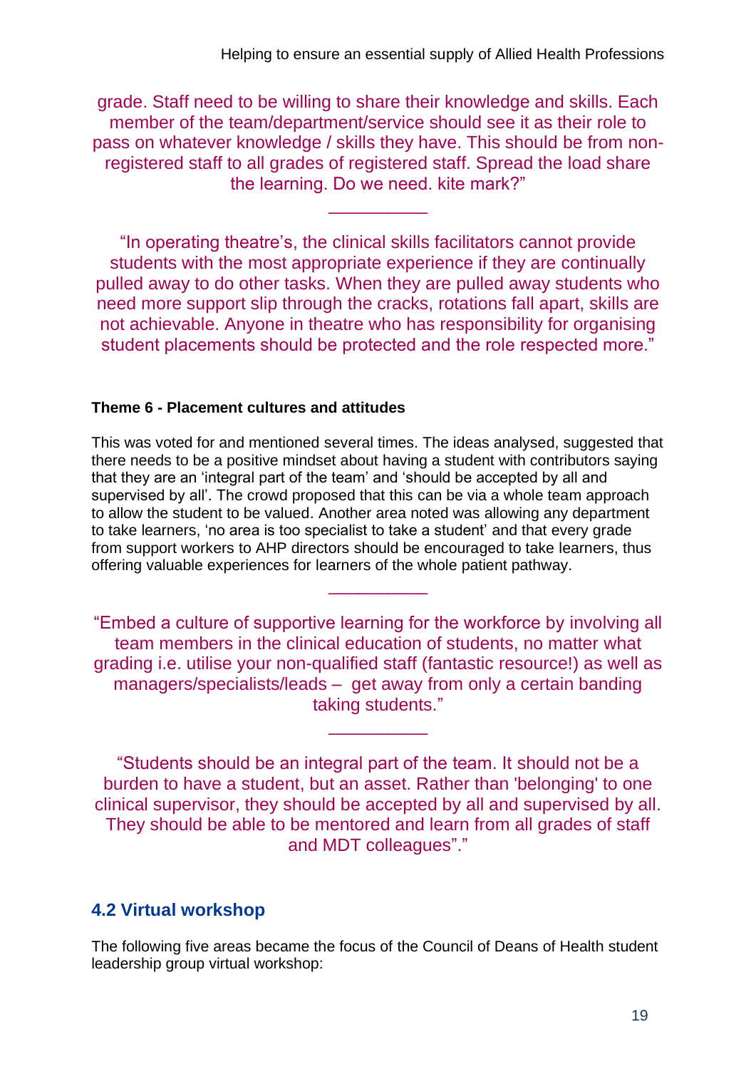grade. Staff need to be willing to share their knowledge and skills. Each member of the team/department/service should see it as their role to pass on whatever knowledge / skills they have. This should be from non-registered staff to all grades of registered staff. Spread the load share the learning. Do we need. kite mark?"

---

"In operating theatre's, the clinical skills facilitators cannot provide students with the most appropriate experience if they are continually pulled away to do other tasks. When they are pulled away students who need more support slip through the cracks, rotations fall apart, skills are not achievable. Anyone in theatre who has responsibility for organising student placements should be protected and the role respected more."

#### Theme 6 - Placement cultures and attitudes

This was voted for and mentioned several times. The ideas analysed, suggested that there needs to be a positive mindset about having a student with contributors saying that they are an 'integral part of the team' and 'should be accepted by all and supervised by all'. The crowd proposed that this can be via a whole team approach to allow the student to be valued. Another area noted was allowing any department to take learners, 'no area is too specialist to take a student' and that every grade from support workers to AHP directors should be encouraged to take learners, thus offering valuable experiences for learners of the whole patient pathway.

---

"Embed a culture of supportive learning for the workforce by involving all team members in the clinical education of students, no matter what grading i.e. utilise your non-qualified staff (fantastic resource!) as well as managers/specialists/leads – get away from only a certain banding taking students."

---

"Students should be an integral part of the team. It should not be a burden to have a student, but an asset. Rather than 'belonging' to one clinical supervisor, they should be accepted by all and supervised by all. They should be able to be mentored and learn from all grades of staff and MDT colleagues"."

## 4.2 Virtual workshop

The following five areas became the focus of the Council of Deans of Health student leadership group virtual workshop: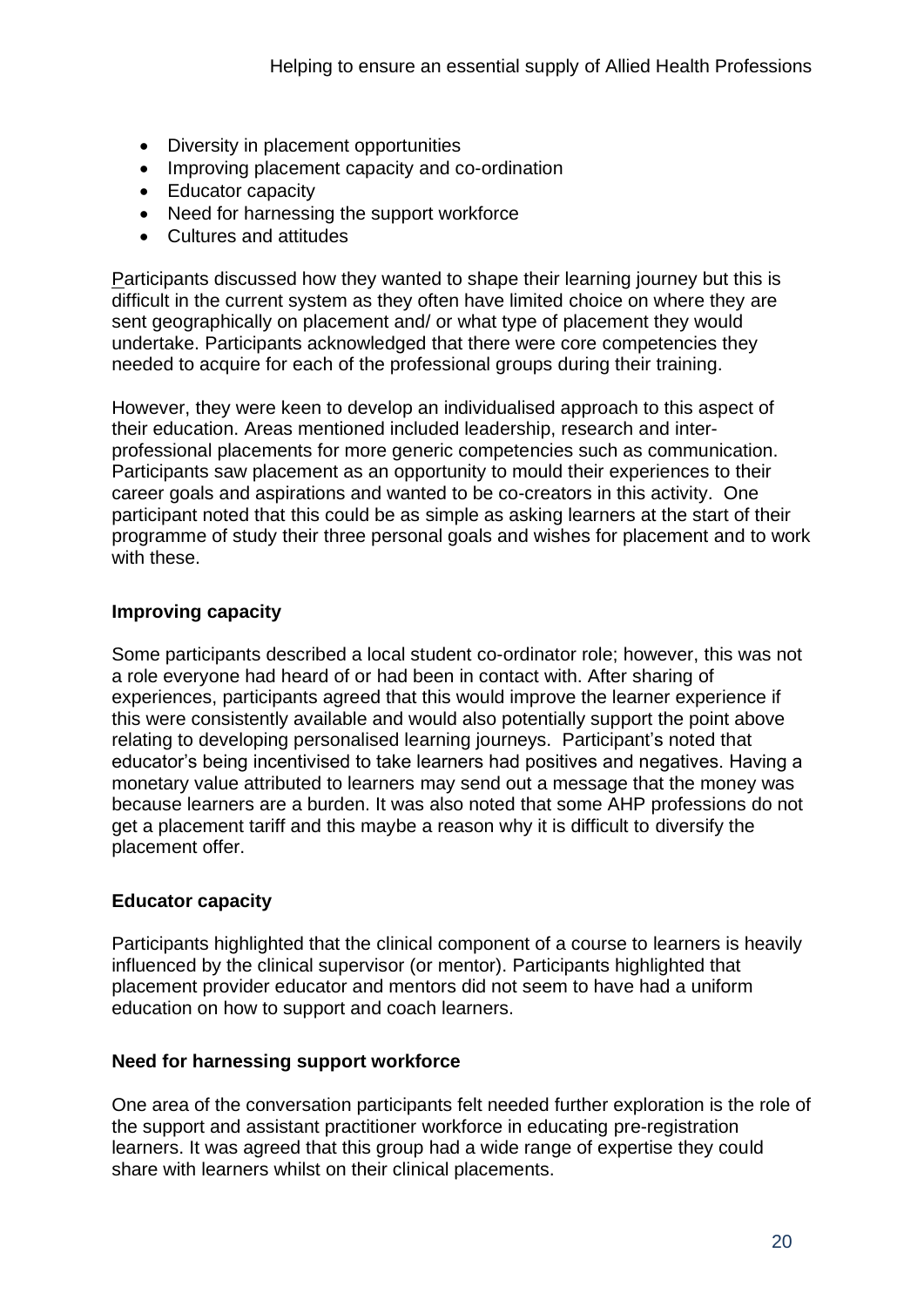- Diversity in placement opportunities
- Improving placement capacity and co-ordination
- Educator capacity
- Need for harnessing the support workforce
- Cultures and attitudes

Participants discussed how they wanted to shape their learning journey but this is difficult in the current system as they often have limited choice on where they are sent geographically on placement and/ or what type of placement they would undertake. Participants acknowledged that there were core competencies they needed to acquire for each of the professional groups during their training.

However, they were keen to develop an individualised approach to this aspect of their education. Areas mentioned included leadership, research and inter-professional placements for more generic competencies such as communication. Participants saw placement as an opportunity to mould their experiences to their career goals and aspirations and wanted to be co-creators in this activity. One participant noted that this could be as simple as asking learners at the start of their programme of study their three personal goals and wishes for placement and to work with these.

**Improving capacity**

Some participants described a local student co-ordinator role; however, this was not a role everyone had heard of or had been in contact with. After sharing of experiences, participants agreed that this would improve the learner experience if this were consistently available and would also potentially support the point above relating to developing personalised learning journeys. Participant's noted that educator's being incentivised to take learners had positives and negatives. Having a monetary value attributed to learners may send out a message that the money was because learners are a burden. It was also noted that some AHP professions do not get a placement tariff and this maybe a reason why it is difficult to diversify the placement offer.

**Educator capacity**

Participants highlighted that the clinical component of a course to learners is heavily influenced by the clinical supervisor (or mentor). Participants highlighted that placement provider educator and mentors did not seem to have had a uniform education on how to support and coach learners.

**Need for harnessing support workforce**

One area of the conversation participants felt needed further exploration is the role of the support and assistant practitioner workforce in educating pre-registration learners. It was agreed that this group had a wide range of expertise they could share with learners whilst on their clinical placements.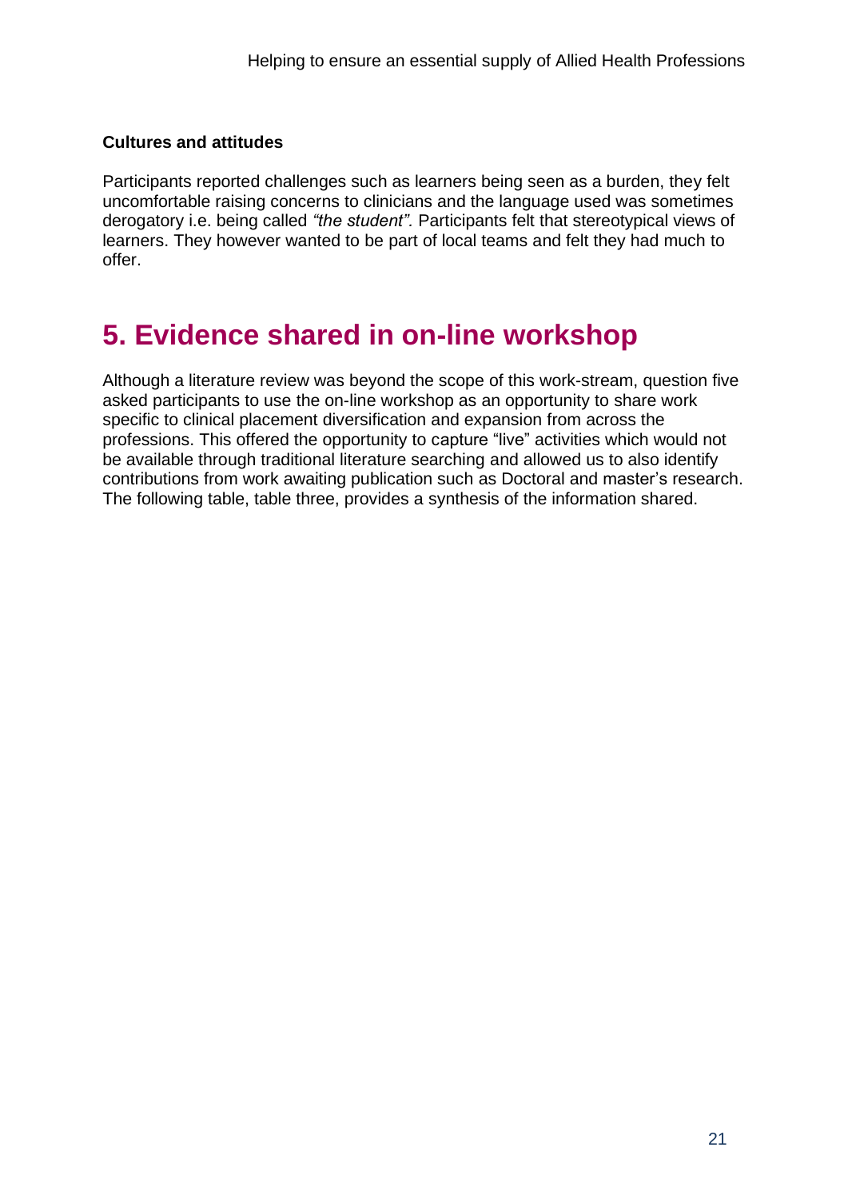### Cultures and attitudes

Participants reported challenges such as learners being seen as a burden, they felt uncomfortable raising concerns to clinicians and the language used was sometimes derogatory i.e. being called *"the student".* Participants felt that stereotypical views of learners. They however wanted to be part of local teams and felt they had much to offer.

## 5. Evidence shared in on-line workshop

Although a literature review was beyond the scope of this work-stream, question five asked participants to use the on-line workshop as an opportunity to share work specific to clinical placement diversification and expansion from across the professions. This offered the opportunity to capture "live" activities which would not be available through traditional literature searching and allowed us to also identify contributions from work awaiting publication such as Doctoral and master's research. The following table, table three, provides a synthesis of the information shared.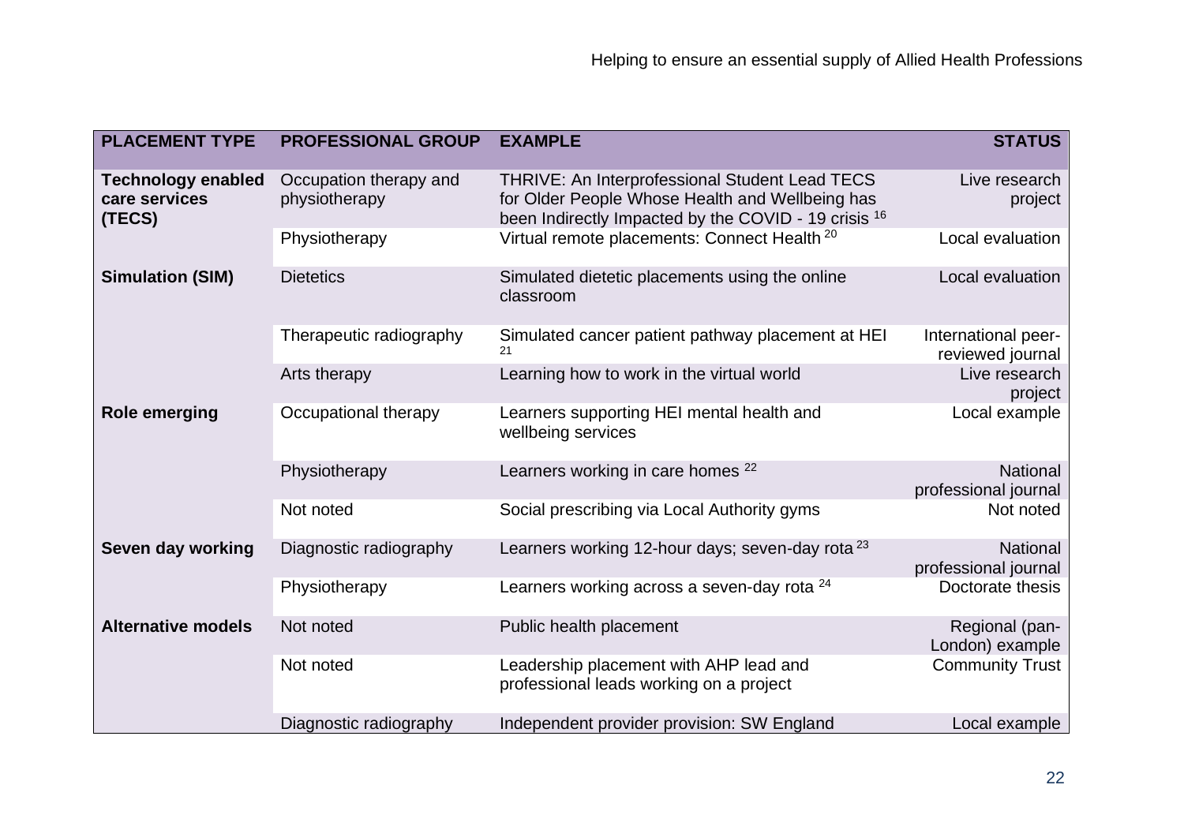| PLACEMENT TYPE | PROFESSIONAL GROUP | EXAMPLE | STATUS |
|---|---|---|---|
| **Technology enabled care services (TECS)** | Occupation therapy and physiotherapy | THRIVE: An Interprofessional Student Lead TECS for Older People Whose Health and Wellbeing has been Indirectly Impacted by the COVID - 19 crisis [16] | Live research project |
| | Physiotherapy | Virtual remote placements: Connect Health [20] | Local evaluation |
| **Simulation (SIM)** | Dietetics | Simulated dietetic placements using the online classroom | Local evaluation |
| | Therapeutic radiography | Simulated cancer patient pathway placement at HEI [21] | International peer-reviewed journal |
| | Arts therapy | Learning how to work in the virtual world | Live research project |
| **Role emerging** | Occupational therapy | Learners supporting HEI mental health and wellbeing services | Local example |
| | Physiotherapy | Learners working in care homes [22] | National professional journal |
| | Not noted | Social prescribing via Local Authority gyms | Not noted |
| **Seven day working** | Diagnostic radiography | Learners working 12-hour days; seven-day rota [23] | National professional journal |
| | Physiotherapy | Learners working across a seven-day rota [24] | Doctorate thesis |
| **Alternative models** | Not noted | Public health placement | Regional (pan-London) example |
| | Not noted | Leadership placement with AHP lead and professional leads working on a project | Community Trust |
| | Diagnostic radiography | Independent provider provision: SW England | Local example |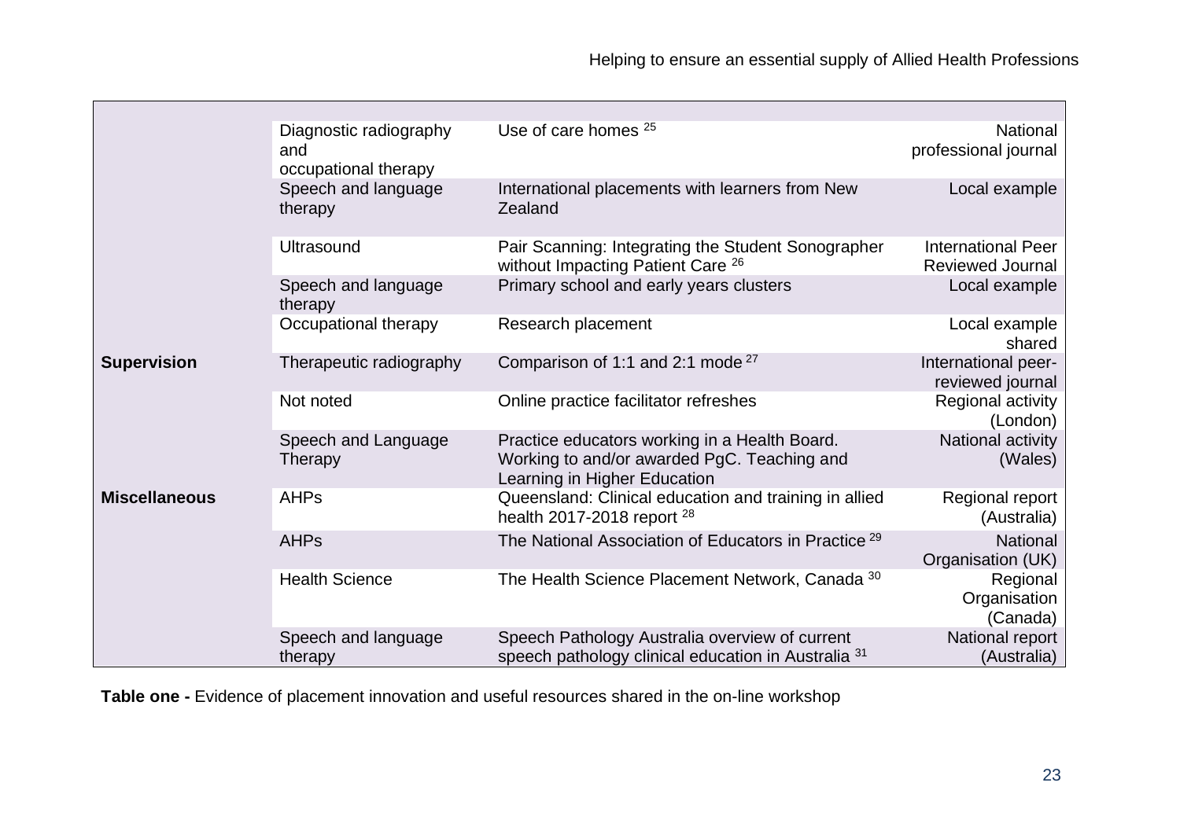| | | | |
|---|---|---|---|
| | Diagnostic radiography and occupational therapy | Use of care homes [25] | National professional journal |
| | Speech and language therapy | International placements with learners from New Zealand | Local example |
| | Ultrasound | Pair Scanning: Integrating the Student Sonographer without Impacting Patient Care [26] | International Peer Reviewed Journal |
| | Speech and language therapy | Primary school and early years clusters | Local example |
| | Occupational therapy | Research placement | Local example shared |
| **Supervision** | Therapeutic radiography | Comparison of 1:1 and 2:1 mode [27] | International peer-reviewed journal |
| | Not noted | Online practice facilitator refreshes | Regional activity (London) |
| | Speech and Language Therapy | Practice educators working in a Health Board. Working to and/or awarded PgC. Teaching and Learning in Higher Education | National activity (Wales) |
| **Miscellaneous** | AHPs | Queensland: Clinical education and training in allied health 2017-2018 report [28] | Regional report (Australia) |
| | AHPs | The National Association of Educators in Practice [29] | National Organisation (UK) |
| | Health Science | The Health Science Placement Network, Canada [30] | Regional Organisation (Canada) |
| | Speech and language therapy | Speech Pathology Australia overview of current speech pathology clinical education in Australia [31] | National report (Australia) |

**Table one -** Evidence of placement innovation and useful resources shared in the on-line workshop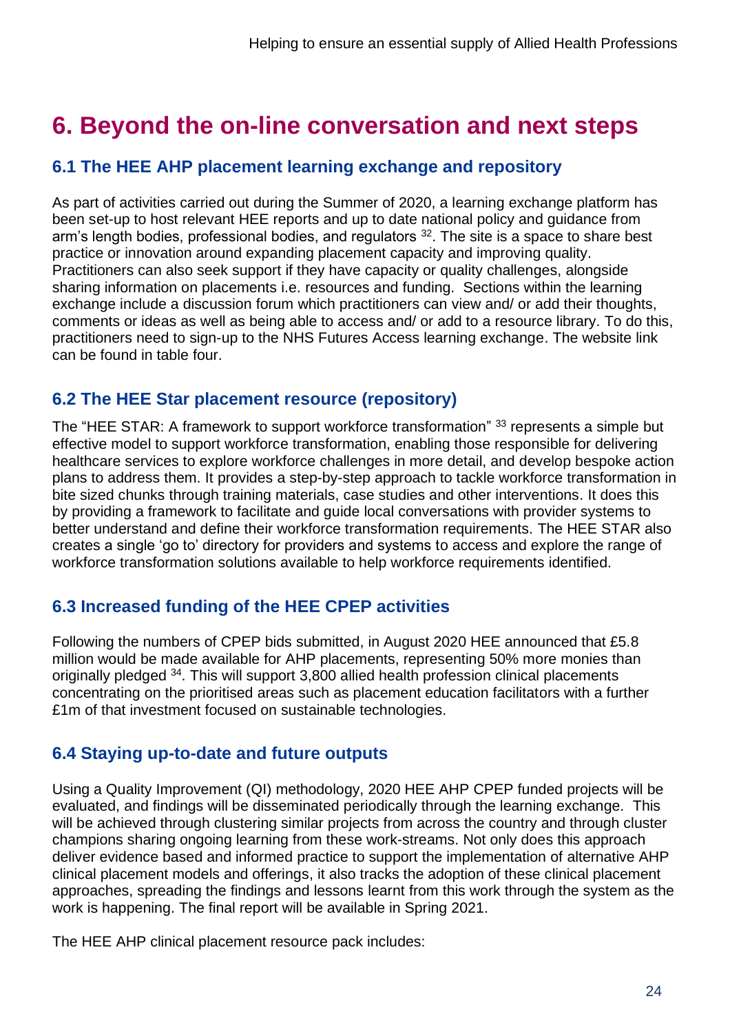# 6. Beyond the on-line conversation and next steps

## 6.1 The HEE AHP placement learning exchange and repository

As part of activities carried out during the Summer of 2020, a learning exchange platform has been set-up to host relevant HEE reports and up to date national policy and guidance from arm's length bodies, professional bodies, and regulators [32]. The site is a space to share best practice or innovation around expanding placement capacity and improving quality. Practitioners can also seek support if they have capacity or quality challenges, alongside sharing information on placements i.e. resources and funding. Sections within the learning exchange include a discussion forum which practitioners can view and/ or add their thoughts, comments or ideas as well as being able to access and/ or add to a resource library. To do this, practitioners need to sign-up to the NHS Futures Access learning exchange. The website link can be found in table four.

## 6.2 The HEE Star placement resource (repository)

The "HEE STAR: A framework to support workforce transformation" [33] represents a simple but effective model to support workforce transformation, enabling those responsible for delivering healthcare services to explore workforce challenges in more detail, and develop bespoke action plans to address them. It provides a step-by-step approach to tackle workforce transformation in bite sized chunks through training materials, case studies and other interventions. It does this by providing a framework to facilitate and guide local conversations with provider systems to better understand and define their workforce transformation requirements. The HEE STAR also creates a single 'go to' directory for providers and systems to access and explore the range of workforce transformation solutions available to help workforce requirements identified.

## 6.3 Increased funding of the HEE CPEP activities

Following the numbers of CPEP bids submitted, in August 2020 HEE announced that £5.8 million would be made available for AHP placements, representing 50% more monies than originally pledged [34]. This will support 3,800 allied health profession clinical placements concentrating on the prioritised areas such as placement education facilitators with a further £1m of that investment focused on sustainable technologies.

## 6.4 Staying up-to-date and future outputs

Using a Quality Improvement (QI) methodology, 2020 HEE AHP CPEP funded projects will be evaluated, and findings will be disseminated periodically through the learning exchange. This will be achieved through clustering similar projects from across the country and through cluster champions sharing ongoing learning from these work-streams. Not only does this approach deliver evidence based and informed practice to support the implementation of alternative AHP clinical placement models and offerings, it also tracks the adoption of these clinical placement approaches, spreading the findings and lessons learnt from this work through the system as the work is happening. The final report will be available in Spring 2021.

The HEE AHP clinical placement resource pack includes: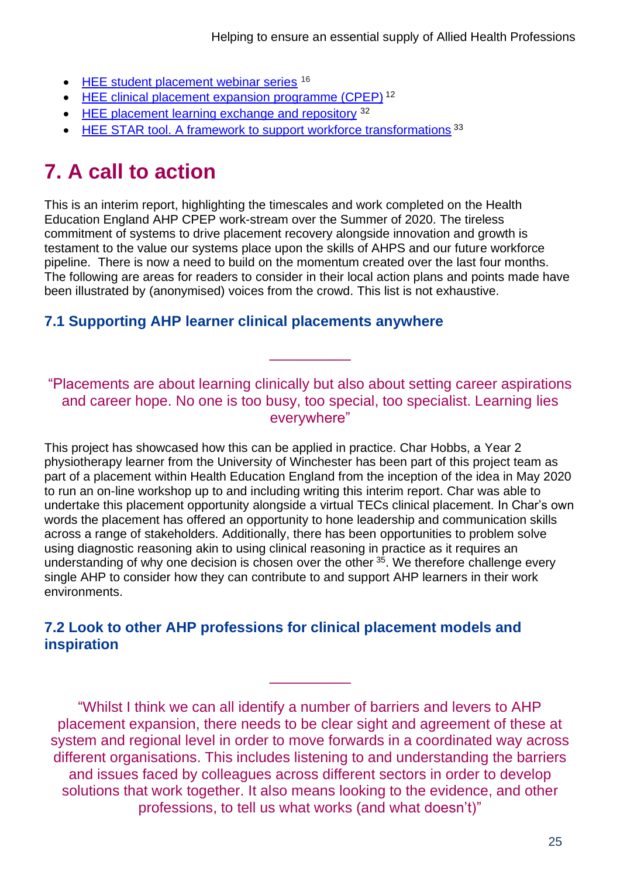- HEE student placement webinar series [16]
- HEE clinical placement expansion programme (CPEP) [12]
- HEE placement learning exchange and repository [32]
- HEE STAR tool. A framework to support workforce transformations [33]

# 7. A call to action

This is an interim report, highlighting the timescales and work completed on the Health Education England AHP CPEP work-stream over the Summer of 2020. The tireless commitment of systems to drive placement recovery alongside innovation and growth is testament to the value our systems place upon the skills of AHPS and our future workforce pipeline. There is now a need to build on the momentum created over the last four months. The following are areas for readers to consider in their local action plans and points made have been illustrated by (anonymised) voices from the crowd. This list is not exhaustive.

### 7.1 Supporting AHP learner clinical placements anywhere

> "Placements are about learning clinically but also about setting career aspirations and career hope. No one is too busy, too special, too specialist. Learning lies everywhere"

This project has showcased how this can be applied in practice. Char Hobbs, a Year 2 physiotherapy learner from the University of Winchester has been part of this project team as part of a placement within Health Education England from the inception of the idea in May 2020 to run an on-line workshop up to and including writing this interim report. Char was able to undertake this placement opportunity alongside a virtual TECs clinical placement. In Char's own words the placement has offered an opportunity to hone leadership and communication skills across a range of stakeholders. Additionally, there has been opportunities to problem solve using diagnostic reasoning akin to using clinical reasoning in practice as it requires an understanding of why one decision is chosen over the other [35]. We therefore challenge every single AHP to consider how they can contribute to and support AHP learners in their work environments.

### 7.2 Look to other AHP professions for clinical placement models and inspiration

> "Whilst I think we can all identify a number of barriers and levers to AHP placement expansion, there needs to be clear sight and agreement of these at system and regional level in order to move forwards in a coordinated way across different organisations. This includes listening to and understanding the barriers and issues faced by colleagues across different sectors in order to develop solutions that work together. It also means looking to the evidence, and other professions, to tell us what works (and what doesn't)"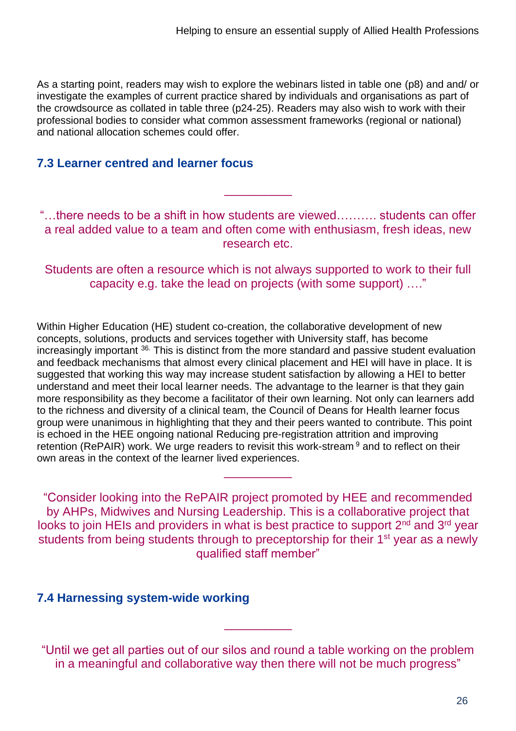As a starting point, readers may wish to explore the webinars listed in table one (p8) and and/ or investigate the examples of current practice shared by individuals and organisations as part of the crowdsource as collated in table three (p24-25). Readers may also wish to work with their professional bodies to consider what common assessment frameworks (regional or national) and national allocation schemes could offer.

### 7.3 Learner centred and learner focus

---

"…there needs to be a shift in how students are viewed………. students can offer a real added value to a team and often come with enthusiasm, fresh ideas, new research etc.

Students are often a resource which is not always supported to work to their full capacity e.g. take the lead on projects (with some support) …."

Within Higher Education (HE) student co-creation, the collaborative development of new concepts, solutions, products and services together with University staff, has become increasingly important [36]. This is distinct from the more standard and passive student evaluation and feedback mechanisms that almost every clinical placement and HEI will have in place. It is suggested that working this way may increase student satisfaction by allowing a HEI to better understand and meet their local learner needs. The advantage to the learner is that they gain more responsibility as they become a facilitator of their own learning. Not only can learners add to the richness and diversity of a clinical team, the Council of Deans for Health learner focus group were unanimous in highlighting that they and their peers wanted to contribute. This point is echoed in the HEE ongoing national Reducing pre-registration attrition and improving retention (RePAIR) work. We urge readers to revisit this work-stream [9] and to reflect on their own areas in the context of the learner lived experiences.

---

"Consider looking into the RePAIR project promoted by HEE and recommended by AHPs, Midwives and Nursing Leadership. This is a collaborative project that looks to join HEIs and providers in what is best practice to support 2nd and 3rd year students from being students through to preceptorship for their 1st year as a newly qualified staff member"

### 7.4 Harnessing system-wide working

---

"Until we get all parties out of our silos and round a table working on the problem in a meaningful and collaborative way then there will not be much progress"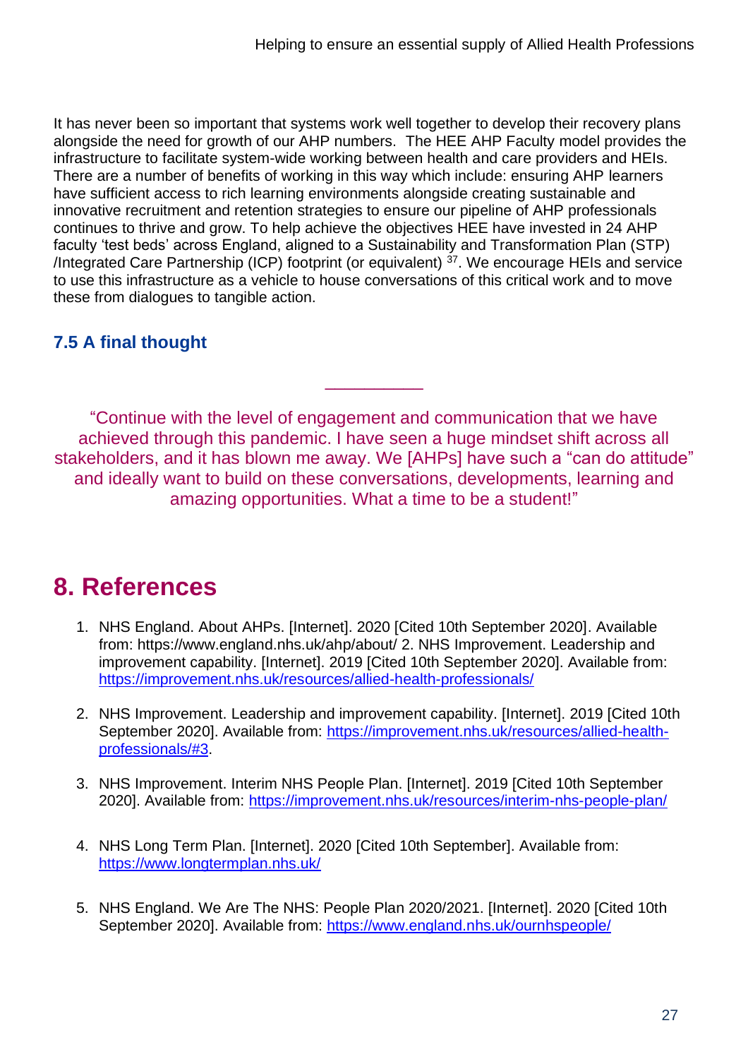It has never been so important that systems work well together to develop their recovery plans alongside the need for growth of our AHP numbers. The HEE AHP Faculty model provides the infrastructure to facilitate system-wide working between health and care providers and HEIs. There are a number of benefits of working in this way which include: ensuring AHP learners have sufficient access to rich learning environments alongside creating sustainable and innovative recruitment and retention strategies to ensure our pipeline of AHP professionals continues to thrive and grow. To help achieve the objectives HEE have invested in 24 AHP faculty 'test beds' across England, aligned to a Sustainability and Transformation Plan (STP) /Integrated Care Partnership (ICP) footprint (or equivalent) [37]. We encourage HEIs and service to use this infrastructure as a vehicle to house conversations of this critical work and to move these from dialogues to tangible action.

### 7.5 A final thought

---

"Continue with the level of engagement and communication that we have achieved through this pandemic. I have seen a huge mindset shift across all stakeholders, and it has blown me away. We [AHPs] have such a "can do attitude" and ideally want to build on these conversations, developments, learning and amazing opportunities. What a time to be a student!"

# 8. References

1. NHS England. About AHPs. [Internet]. 2020 [Cited 10th September 2020]. Available from: https://www.england.nhs.uk/ahp/about/ 2. NHS Improvement. Leadership and improvement capability. [Internet]. 2019 [Cited 10th September 2020]. Available from: https://improvement.nhs.uk/resources/allied-health-professionals/

2. NHS Improvement. Leadership and improvement capability. [Internet]. 2019 [Cited 10th September 2020]. Available from: https://improvement.nhs.uk/resources/allied-health-professionals/#3.

3. NHS Improvement. Interim NHS People Plan. [Internet]. 2019 [Cited 10th September 2020]. Available from: https://improvement.nhs.uk/resources/interim-nhs-people-plan/

4. NHS Long Term Plan. [Internet]. 2020 [Cited 10th September]. Available from: https://www.longtermplan.nhs.uk/

5. NHS England. We Are The NHS: People Plan 2020/2021. [Internet]. 2020 [Cited 10th September 2020]. Available from: https://www.england.nhs.uk/ournhspeople/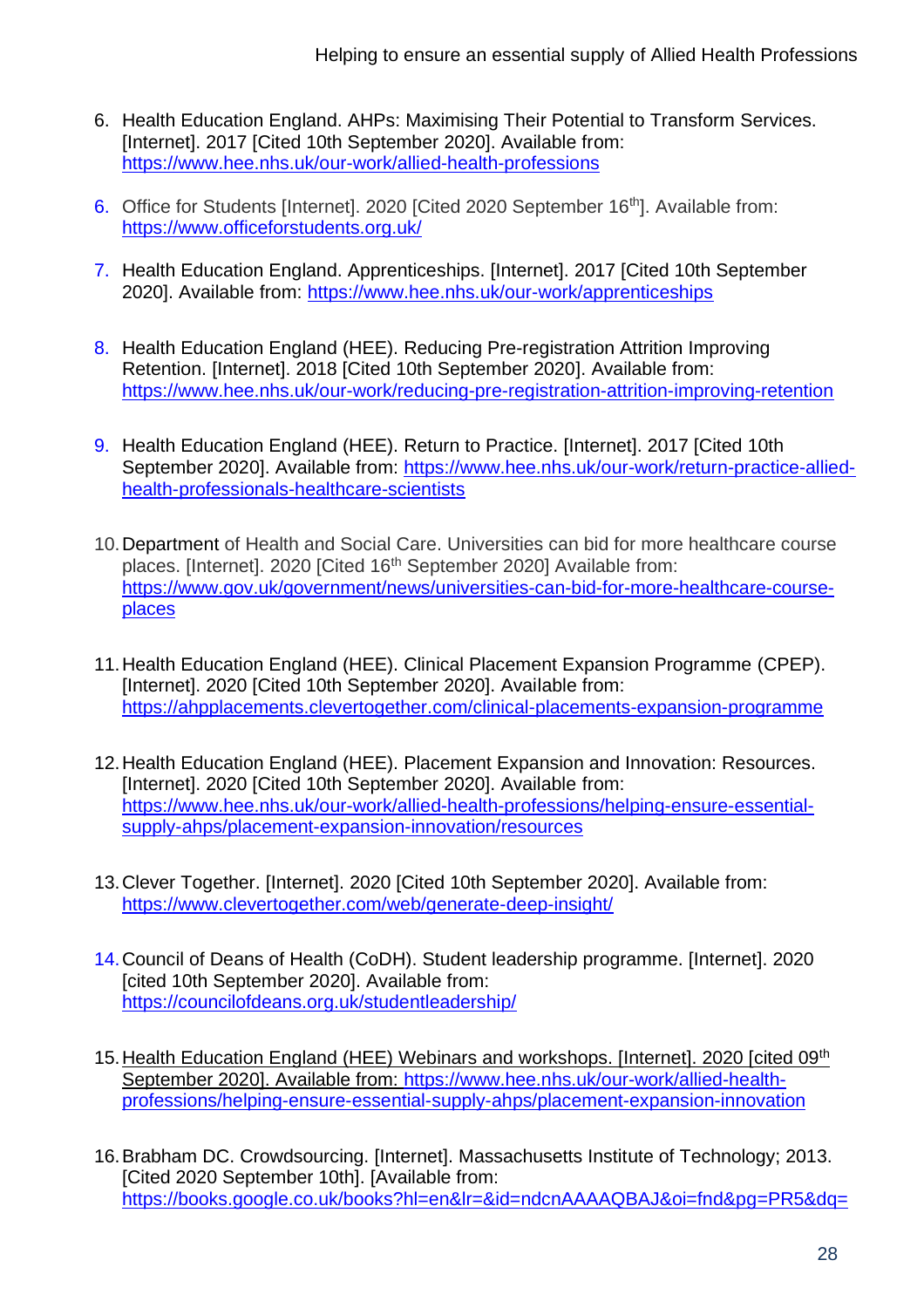6. Health Education England. AHPs: Maximising Their Potential to Transform Services. [Internet]. 2017 [Cited 10th September 2020]. Available from: https://www.hee.nhs.uk/our-work/allied-health-professions

6. Office for Students [Internet]. 2020 [Cited 2020 September 16th]. Available from: https://www.officeforstudents.org.uk/

7. Health Education England. Apprenticeships. [Internet]. 2017 [Cited 10th September 2020]. Available from: https://www.hee.nhs.uk/our-work/apprenticeships

8. Health Education England (HEE). Reducing Pre-registration Attrition Improving Retention. [Internet]. 2018 [Cited 10th September 2020]. Available from: https://www.hee.nhs.uk/our-work/reducing-pre-registration-attrition-improving-retention

9. Health Education England (HEE). Return to Practice. [Internet]. 2017 [Cited 10th September 2020]. Available from: https://www.hee.nhs.uk/our-work/return-practice-allied-health-professionals-healthcare-scientists

10. Department of Health and Social Care. Universities can bid for more healthcare course places. [Internet]. 2020 [Cited 16th September 2020] Available from: https://www.gov.uk/government/news/universities-can-bid-for-more-healthcare-course-places

11. Health Education England (HEE). Clinical Placement Expansion Programme (CPEP). [Internet]. 2020 [Cited 10th September 2020]. Available from: https://ahpplacements.clevertogether.com/clinical-placements-expansion-programme

12. Health Education England (HEE). Placement Expansion and Innovation: Resources. [Internet]. 2020 [Cited 10th September 2020]. Available from: https://www.hee.nhs.uk/our-work/allied-health-professions/helping-ensure-essential-supply-ahps/placement-expansion-innovation/resources

13. Clever Together. [Internet]. 2020 [Cited 10th September 2020]. Available from: https://www.clevertogether.com/web/generate-deep-insight/

14. Council of Deans of Health (CoDH). Student leadership programme. [Internet]. 2020 [cited 10th September 2020]. Available from: https://councilofdeans.org.uk/studentleadership/

15. Health Education England (HEE) Webinars and workshops. [Internet]. 2020 [cited 09th September 2020]. Available from: https://www.hee.nhs.uk/our-work/allied-health-professions/helping-ensure-essential-supply-ahps/placement-expansion-innovation

16. Brabham DC. Crowdsourcing. [Internet]. Massachusetts Institute of Technology; 2013. [Cited 2020 September 10th]. [Available from: https://books.google.co.uk/books?hl=en&lr=&id=ndcnAAAAQBAJ&oi=fnd&pg=PR5&dq=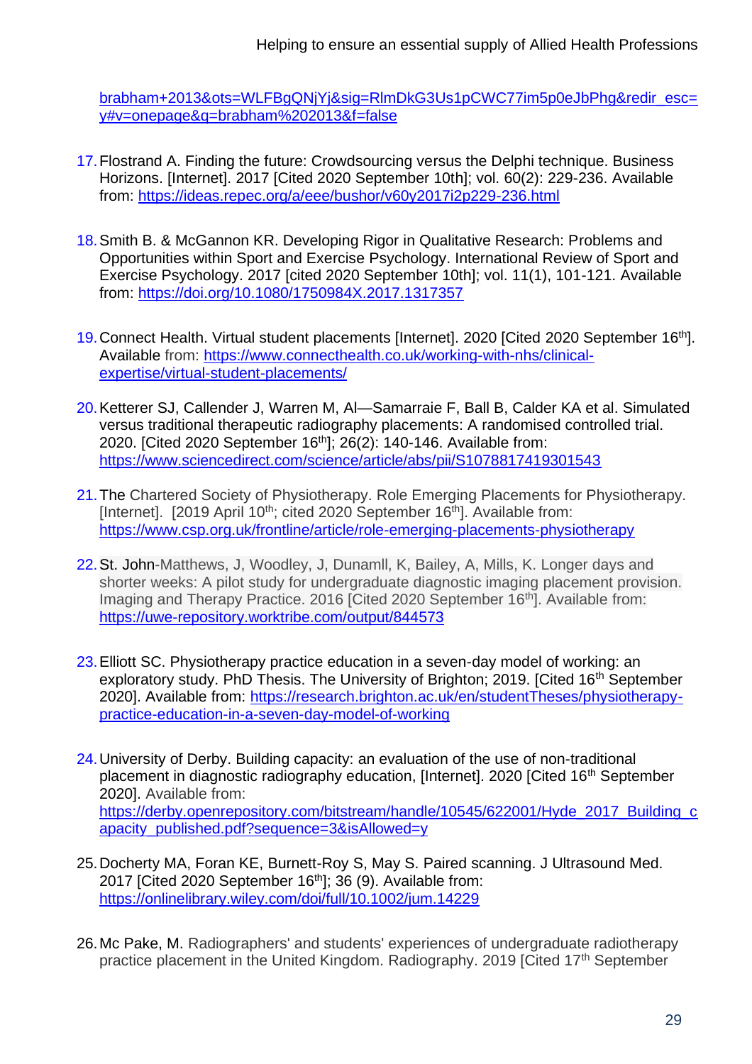brabham+2013&ots=WLFBgQNjYj&sig=RlmDkG3Us1pCWC77im5p0eJbPhg&redir_esc=y#v=onepage&q=brabham%202013&f=false

17. Flostrand A. Finding the future: Crowdsourcing versus the Delphi technique. Business Horizons. [Internet]. 2017 [Cited 2020 September 10th]; vol. 60(2): 229-236. Available from: https://ideas.repec.org/a/eee/bushor/v60y2017i2p229-236.html

18. Smith B. & McGannon KR. Developing Rigor in Qualitative Research: Problems and Opportunities within Sport and Exercise Psychology. International Review of Sport and Exercise Psychology. 2017 [cited 2020 September 10th]; vol. 11(1), 101-121. Available from: https://doi.org/10.1080/1750984X.2017.1317357

19. Connect Health. Virtual student placements [Internet]. 2020 [Cited 2020 September 16th]. Available from: https://www.connecthealth.co.uk/working-with-nhs/clinical-expertise/virtual-student-placements/

20. Ketterer SJ, Callender J, Warren M, Al—Samarraie F, Ball B, Calder KA et al. Simulated versus traditional therapeutic radiography placements: A randomised controlled trial. 2020. [Cited 2020 September 16th]; 26(2): 140-146. Available from: https://www.sciencedirect.com/science/article/abs/pii/S1078817419301543

21. The Chartered Society of Physiotherapy. Role Emerging Placements for Physiotherapy. [Internet]. [2019 April 10th; cited 2020 September 16th]. Available from: https://www.csp.org.uk/frontline/article/role-emerging-placements-physiotherapy

22. St. John-Matthews, J, Woodley, J, Dunamll, K, Bailey, A, Mills, K. Longer days and shorter weeks: A pilot study for undergraduate diagnostic imaging placement provision. Imaging and Therapy Practice. 2016 [Cited 2020 September 16th]. Available from: https://uwe-repository.worktribe.com/output/844573

23. Elliott SC. Physiotherapy practice education in a seven-day model of working: an exploratory study. PhD Thesis. The University of Brighton; 2019. [Cited 16th September 2020]. Available from: https://research.brighton.ac.uk/en/studentTheses/physiotherapy-practice-education-in-a-seven-day-model-of-working

24. University of Derby. Building capacity: an evaluation of the use of non-traditional placement in diagnostic radiography education, [Internet]. 2020 [Cited 16th September 2020]. Available from: https://derby.openrepository.com/bitstream/handle/10545/622001/Hyde_2017_Building_capacity_published.pdf?sequence=3&isAllowed=y

25. Docherty MA, Foran KE, Burnett-Roy S, May S. Paired scanning. J Ultrasound Med. 2017 [Cited 2020 September 16th]; 36 (9). Available from: https://onlinelibrary.wiley.com/doi/full/10.1002/jum.14229

26. Mc Pake, M. Radiographers' and students' experiences of undergraduate radiotherapy practice placement in the United Kingdom. Radiography. 2019 [Cited 17th September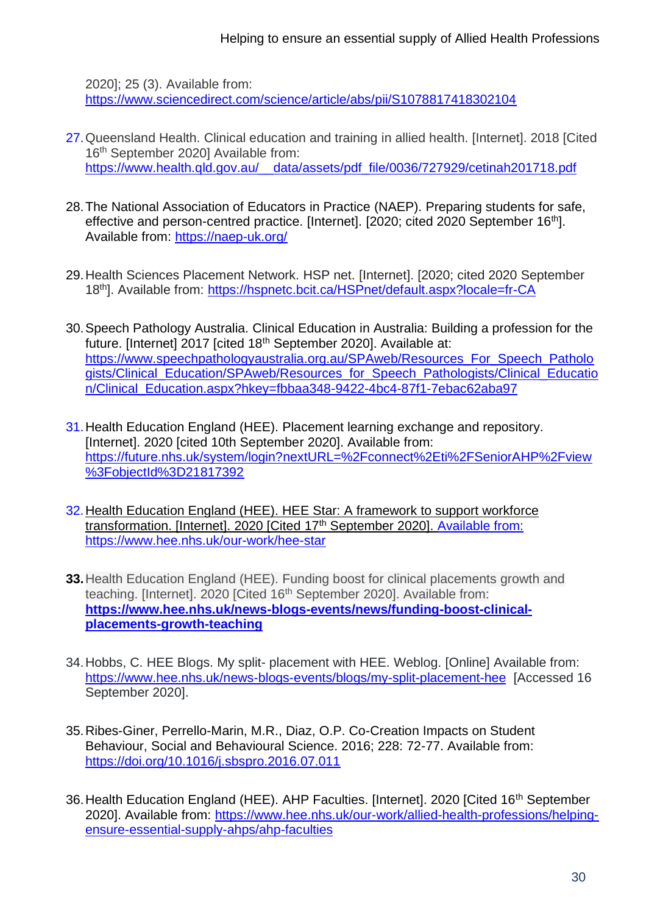2020]; 25 (3). Available from: https://www.sciencedirect.com/science/article/abs/pii/S1078817418302104

27. Queensland Health. Clinical education and training in allied health. [Internet]. 2018 [Cited 16th September 2020] Available from: https://www.health.qld.gov.au/__data/assets/pdf_file/0036/727929/cetinah201718.pdf

28. The National Association of Educators in Practice (NAEP). Preparing students for safe, effective and person-centred practice. [Internet]. [2020; cited 2020 September 16th]. Available from: https://naep-uk.org/

29. Health Sciences Placement Network. HSP net. [Internet]. [2020; cited 2020 September 18th]. Available from: https://hspnetc.bcit.ca/HSPnet/default.aspx?locale=fr-CA

30. Speech Pathology Australia. Clinical Education in Australia: Building a profession for the future. [Internet] 2017 [cited 18th September 2020]. Available at: https://www.speechpathologyaustralia.org.au/SPAweb/Resources_For_Speech_Pathologists/Clinical_Education/SPAweb/Resources_for_Speech_Pathologists/Clinical_Education/Clinical_Education.aspx?hkey=fbbaa348-9422-4bc4-87f1-7ebac62aba97

31. Health Education England (HEE). Placement learning exchange and repository. [Internet]. 2020 [cited 10th September 2020]. Available from: https://future.nhs.uk/system/login?nextURL=%2Fconnect%2Eti%2FSeniorAHP%2Fview%3FobjectId%3D21817392

32. Health Education England (HEE). HEE Star: A framework to support workforce transformation. [Internet]. 2020 [Cited 17th September 2020]. Available from: https://www.hee.nhs.uk/our-work/hee-star

**33.** Health Education England (HEE). Funding boost for clinical placements growth and teaching. [Internet]. 2020 [Cited 16th September 2020]. Available from: **https://www.hee.nhs.uk/news-blogs-events/news/funding-boost-clinical-placements-growth-teaching**

34. Hobbs, C. HEE Blogs. My split- placement with HEE. Weblog. [Online] Available from: https://www.hee.nhs.uk/news-blogs-events/blogs/my-split-placement-hee [Accessed 16 September 2020].

35. Ribes-Giner, Perrello-Marin, M.R., Diaz, O.P. Co-Creation Impacts on Student Behaviour, Social and Behavioural Science. 2016; 228: 72-77. Available from: https://doi.org/10.1016/j.sbspro.2016.07.011

36. Health Education England (HEE). AHP Faculties. [Internet]. 2020 [Cited 16th September 2020]. Available from: https://www.hee.nhs.uk/our-work/allied-health-professions/helping-ensure-essential-supply-ahps/ahp-faculties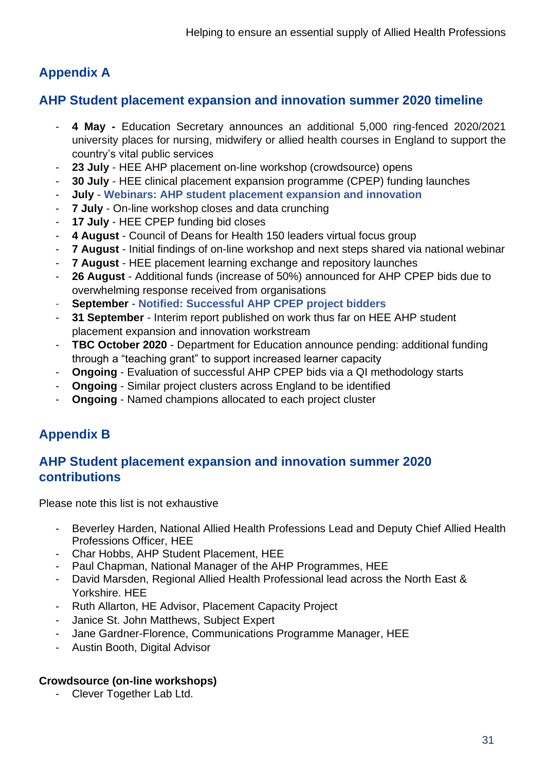## Appendix A

## AHP Student placement expansion and innovation summer 2020 timeline

- **4 May -** Education Secretary announces an additional 5,000 ring-fenced 2020/2021 university places for nursing, midwifery or allied health courses in England to support the country's vital public services
- **23 July** - HEE AHP placement on-line workshop (crowdsource) opens
- **30 July** - HEE clinical placement expansion programme (CPEP) funding launches
- **July** - **Webinars: AHP student placement expansion and innovation**
- **7 July** - On-line workshop closes and data crunching
- **17 July** - HEE CPEP funding bid closes
- **4 August** - Council of Deans for Health 150 leaders virtual focus group
- **7 August** - Initial findings of on-line workshop and next steps shared via national webinar
- **7 August** - HEE placement learning exchange and repository launches
- **26 August** - Additional funds (increase of 50%) announced for AHP CPEP bids due to overwhelming response received from organisations
- **September** - **Notified: Successful AHP CPEP project bidders**
- **31 September** - Interim report published on work thus far on HEE AHP student placement expansion and innovation workstream
- **TBC October 2020** - Department for Education announce pending: additional funding through a "teaching grant" to support increased learner capacity
- **Ongoing** - Evaluation of successful AHP CPEP bids via a QI methodology starts
- **Ongoing** - Similar project clusters across England to be identified
- **Ongoing** - Named champions allocated to each project cluster

## Appendix B

## AHP Student placement expansion and innovation summer 2020 contributions

Please note this list is not exhaustive

- Beverley Harden, National Allied Health Professions Lead and Deputy Chief Allied Health Professions Officer, HEE
- Char Hobbs, AHP Student Placement, HEE
- Paul Chapman, National Manager of the AHP Programmes, HEE
- David Marsden, Regional Allied Health Professional lead across the North East & Yorkshire. HEE
- Ruth Allarton, HE Advisor, Placement Capacity Project
- Janice St. John Matthews, Subject Expert
- Jane Gardner-Florence, Communications Programme Manager, HEE
- Austin Booth, Digital Advisor

**Crowdsource (on-line workshops)**

- Clever Together Lab Ltd.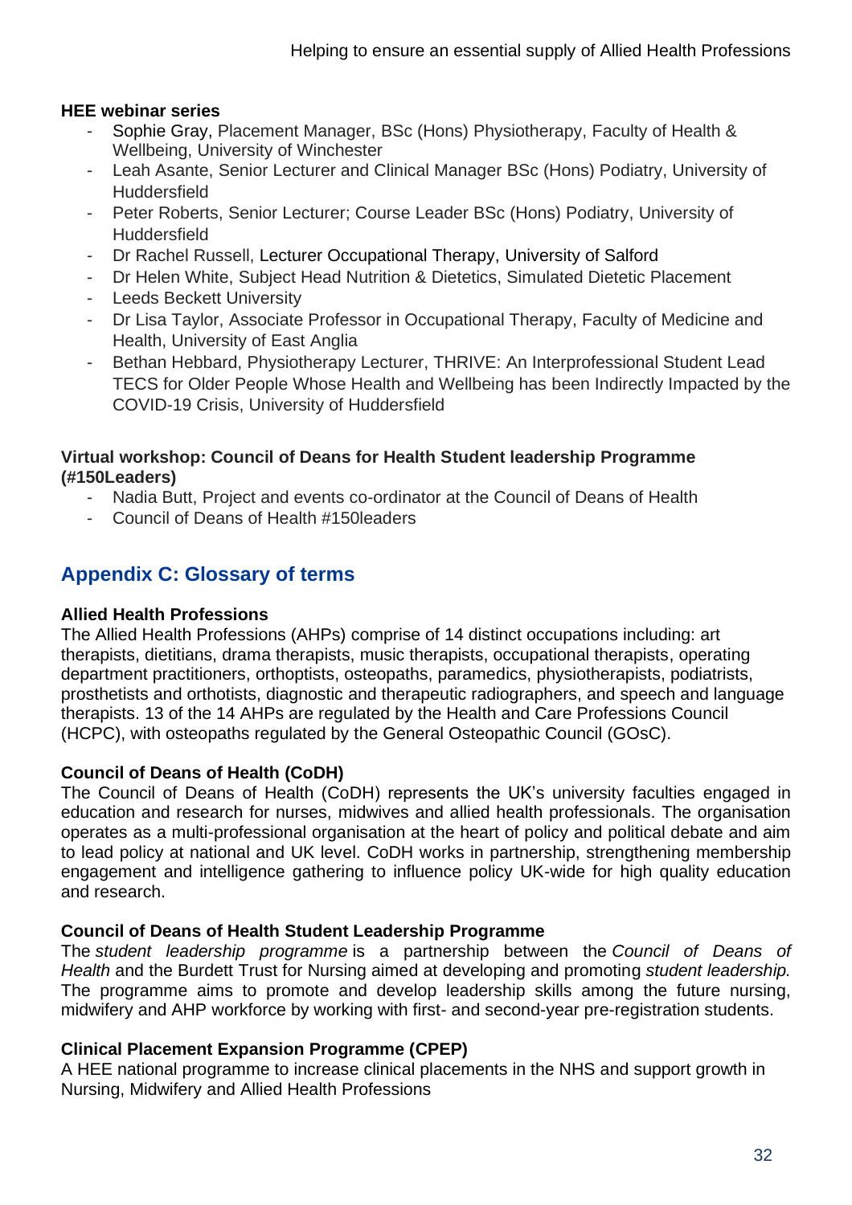**HEE webinar series**

- Sophie Gray, Placement Manager, BSc (Hons) Physiotherapy, Faculty of Health & Wellbeing, University of Winchester
- Leah Asante, Senior Lecturer and Clinical Manager BSc (Hons) Podiatry, University of Huddersfield
- Peter Roberts, Senior Lecturer; Course Leader BSc (Hons) Podiatry, University of Huddersfield
- Dr Rachel Russell, Lecturer Occupational Therapy, University of Salford
- Dr Helen White, Subject Head Nutrition & Dietetics, Simulated Dietetic Placement
- Leeds Beckett University
- Dr Lisa Taylor, Associate Professor in Occupational Therapy, Faculty of Medicine and Health, University of East Anglia
- Bethan Hebbard, Physiotherapy Lecturer, THRIVE: An Interprofessional Student Lead TECS for Older People Whose Health and Wellbeing has been Indirectly Impacted by the COVID-19 Crisis, University of Huddersfield

**Virtual workshop: Council of Deans for Health Student leadership Programme (#150Leaders)**

- Nadia Butt, Project and events co-ordinator at the Council of Deans of Health
- Council of Deans of Health #150leaders

## Appendix C: Glossary of terms

**Allied Health Professions**

The Allied Health Professions (AHPs) comprise of 14 distinct occupations including: art therapists, dietitians, drama therapists, music therapists, occupational therapists, operating department practitioners, orthoptists, osteopaths, paramedics, physiotherapists, podiatrists, prosthetists and orthotists, diagnostic and therapeutic radiographers, and speech and language therapists. 13 of the 14 AHPs are regulated by the Health and Care Professions Council (HCPC), with osteopaths regulated by the General Osteopathic Council (GOsC).

**Council of Deans of Health (CoDH)**

The Council of Deans of Health (CoDH) represents the UK's university faculties engaged in education and research for nurses, midwives and allied health professionals. The organisation operates as a multi-professional organisation at the heart of policy and political debate and aim to lead policy at national and UK level. CoDH works in partnership, strengthening membership engagement and intelligence gathering to influence policy UK-wide for high quality education and research.

**Council of Deans of Health Student Leadership Programme**

The *student leadership programme* is a partnership between the *Council of Deans of Health* and the Burdett Trust for Nursing aimed at developing and promoting *student leadership.* The programme aims to promote and develop leadership skills among the future nursing, midwifery and AHP workforce by working with first- and second-year pre-registration students.

**Clinical Placement Expansion Programme (CPEP)**

A HEE national programme to increase clinical placements in the NHS and support growth in Nursing, Midwifery and Allied Health Professions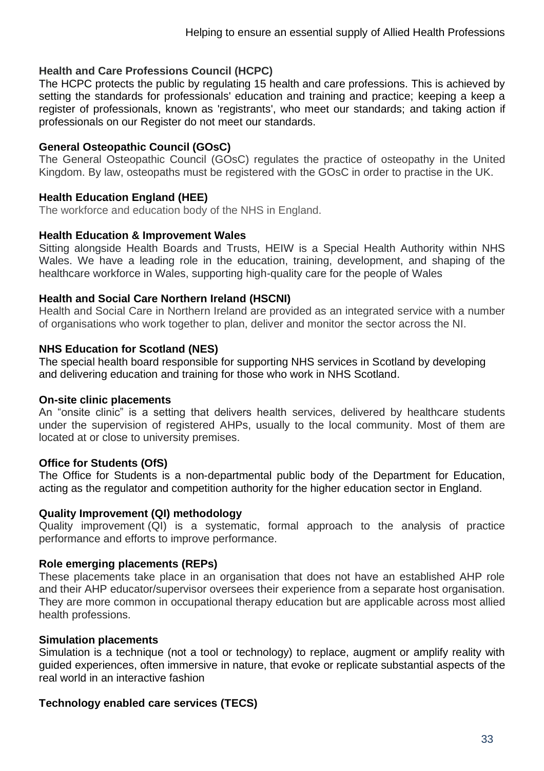**Health and Care Professions Council (HCPC)**
The HCPC protects the public by regulating 15 health and care professions. This is achieved by setting the standards for professionals' education and training and practice; keeping a keep a register of professionals, known as 'registrants', who meet our standards; and taking action if professionals on our Register do not meet our standards.

**General Osteopathic Council (GOsC)**
The General Osteopathic Council (GOsC) regulates the practice of osteopathy in the United Kingdom. By law, osteopaths must be registered with the GOsC in order to practise in the UK.

**Health Education England (HEE)**
The workforce and education body of the NHS in England.

**Health Education & Improvement Wales**
Sitting alongside Health Boards and Trusts, HEIW is a Special Health Authority within NHS Wales. We have a leading role in the education, training, development, and shaping of the healthcare workforce in Wales, supporting high-quality care for the people of Wales

**Health and Social Care Northern Ireland (HSCNI)**
Health and Social Care in Northern Ireland are provided as an integrated service with a number of organisations who work together to plan, deliver and monitor the sector across the NI.

**NHS Education for Scotland (NES)**
The special health board responsible for supporting NHS services in Scotland by developing and delivering education and training for those who work in NHS Scotland.

**On-site clinic placements**
An "onsite clinic" is a setting that delivers health services, delivered by healthcare students under the supervision of registered AHPs, usually to the local community. Most of them are located at or close to university premises.

**Office for Students (OfS)**
The Office for Students is a non-departmental public body of the Department for Education, acting as the regulator and competition authority for the higher education sector in England.

**Quality Improvement (QI) methodology**
Quality improvement (QI) is a systematic, formal approach to the analysis of practice performance and efforts to improve performance.

**Role emerging placements (REPs)**
These placements take place in an organisation that does not have an established AHP role and their AHP educator/supervisor oversees their experience from a separate host organisation. They are more common in occupational therapy education but are applicable across most allied health professions.

**Simulation placements**
Simulation is a technique (not a tool or technology) to replace, augment or amplify reality with guided experiences, often immersive in nature, that evoke or replicate substantial aspects of the real world in an interactive fashion

**Technology enabled care services (TECS)**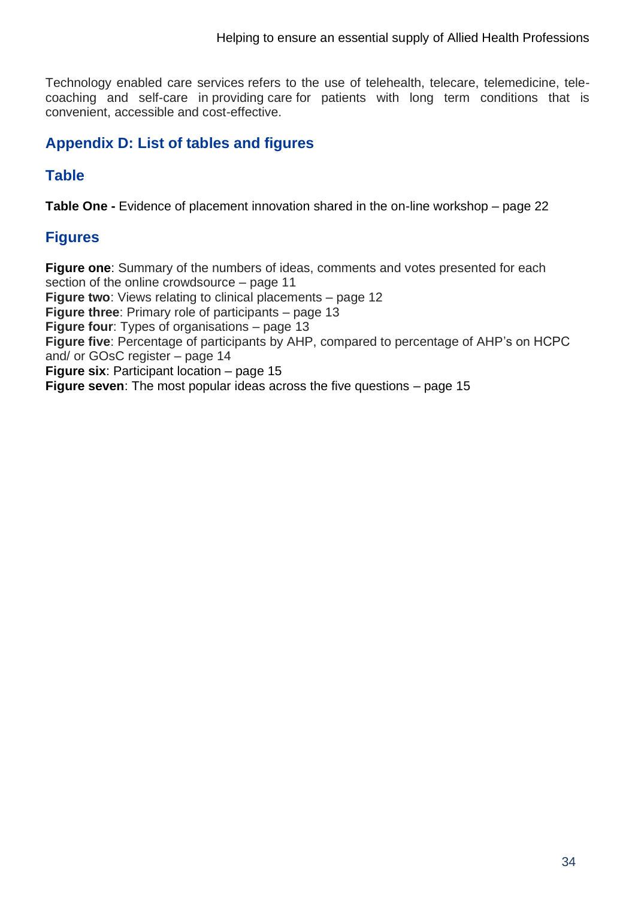Technology enabled care services refers to the use of telehealth, telecare, telemedicine, tele-coaching and self-care in providing care for patients with long term conditions that is convenient, accessible and cost-effective.

## Appendix D: List of tables and figures

### Table

**Table One -** Evidence of placement innovation shared in the on-line workshop – page 22

### Figures

**Figure one**: Summary of the numbers of ideas, comments and votes presented for each section of the online crowdsource – page 11
**Figure two**: Views relating to clinical placements – page 12
**Figure three**: Primary role of participants – page 13
**Figure four**: Types of organisations – page 13
**Figure five**: Percentage of participants by AHP, compared to percentage of AHP's on HCPC and/ or GOsC register – page 14
**Figure six**: Participant location – page 15
**Figure seven**: The most popular ideas across the five questions – page 15